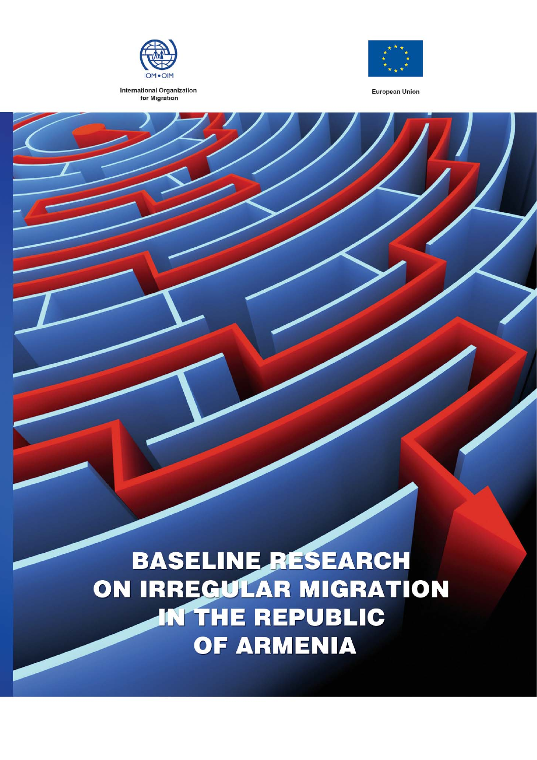International Organization for Migration

European Union

# BASELINE RESEARCH ON IRREGULAR MIGRATION IN THE REPUBLIC OF ARMENIA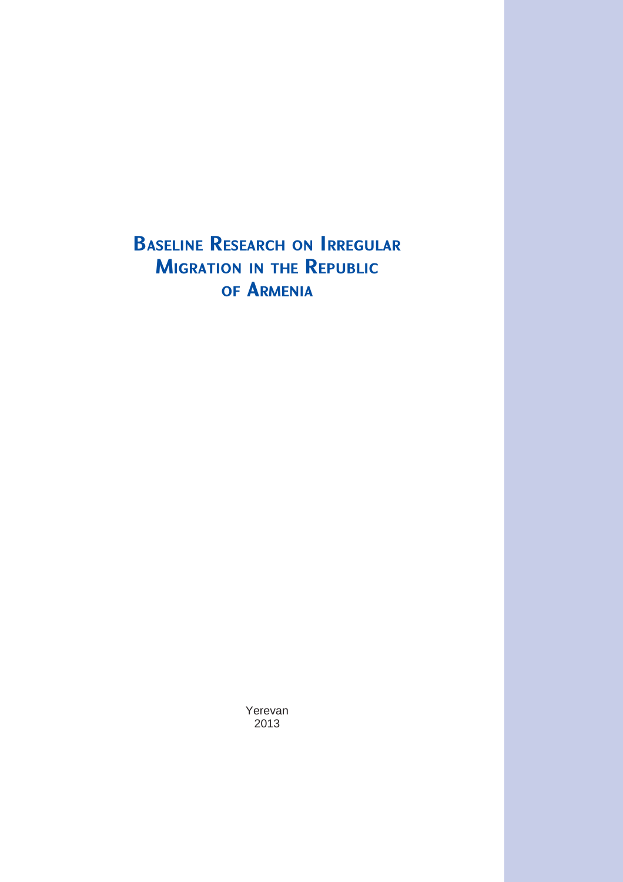# Baseline Research on Irregular Migration in the Republic of Armenia

Yerevan
2013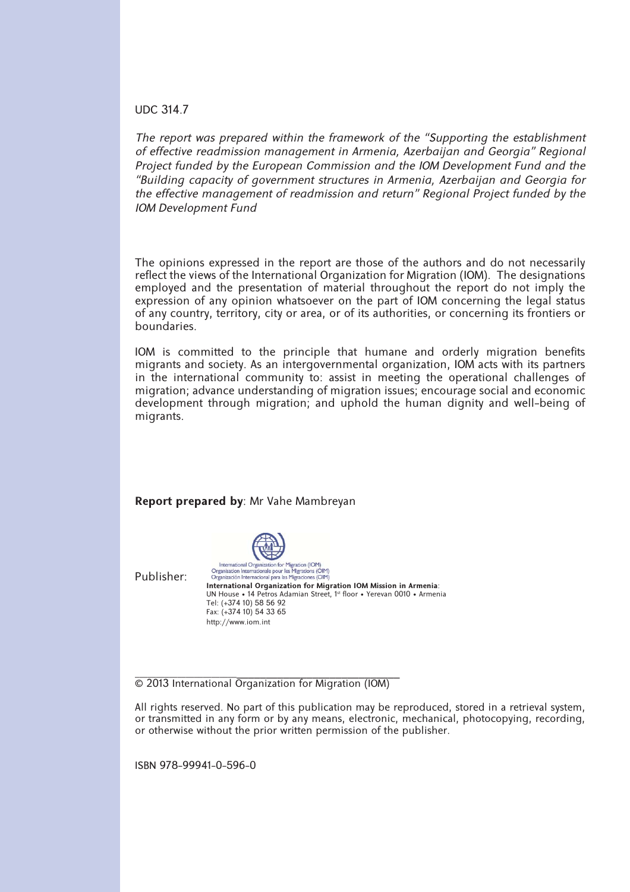UDC 314.7

*The report was prepared within the framework of the "Supporting the establishment of effective readmission management in Armenia, Azerbaijan and Georgia" Regional Project funded by the European Commission and the IOM Development Fund and the "Building capacity of government structures in Armenia, Azerbaijan and Georgia for the effective management of readmission and return" Regional Project funded by the IOM Development Fund*

The opinions expressed in the report are those of the authors and do not necessarily reflect the views of the International Organization for Migration (IOM). The designations employed and the presentation of material throughout the report do not imply the expression of any opinion whatsoever on the part of IOM concerning the legal status of any country, territory, city or area, or of its authorities, or concerning its frontiers or boundaries.

IOM is committed to the principle that humane and orderly migration benefits migrants and society. As an intergovernmental organization, IOM acts with its partners in the international community to: assist in meeting the operational challenges of migration; advance understanding of migration issues; encourage social and economic development through migration; and uphold the human dignity and well-being of migrants.

**Report prepared by**: Mr Vahe Mambreyan

Publisher:

International Organization for Migration (IOM)
Organisation Internationale pour les Migrations (OIM)
Organización Internacional para las Migraciones (OIM)

**International Organization for Migration IOM Mission in Armenia**:
UN House • 14 Petros Adamian Street, 1st floor • Yerevan 0010 • Armenia
Tel: (+374 10) 58 56 92
Fax: (+374 10) 54 33 65
http://www.iom.int

© 2013 International Organization for Migration (IOM)

All rights reserved. No part of this publication may be reproduced, stored in a retrieval system, or transmitted in any form or by any means, electronic, mechanical, photocopying, recording, or otherwise without the prior written permission of the publisher.

ISBN 978-99941-0-596-0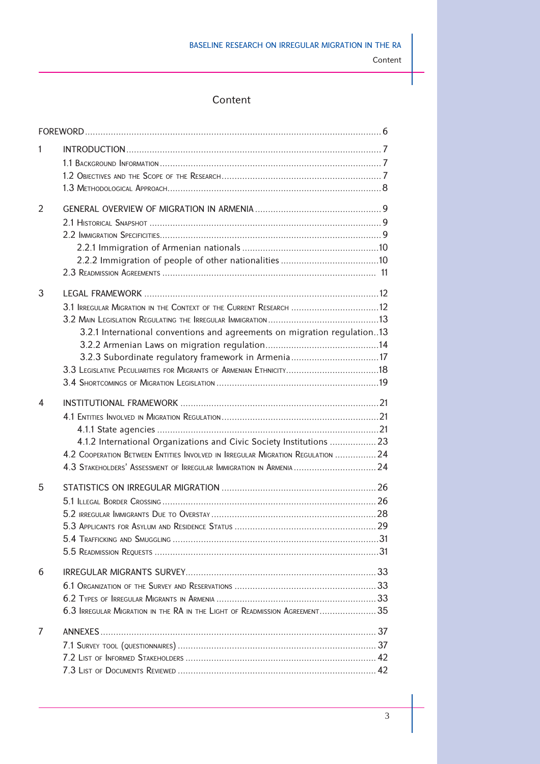# Content

| | | |
|---|---|---|
| FOREWORD | | 6 |
| 1 | INTRODUCTION | 7 |
| | 1.1 Background Information | 7 |
| | 1.2 Objectives and the Scope of the Research | 7 |
| | 1.3 Methodological Approach | 8 |
| 2 | GENERAL OVERVIEW OF MIGRATION IN ARMENIA | 9 |
| | 2.1 Historical Snapshot | 9 |
| | 2.2 Immigration Specificities | 9 |
| | 2.2.1 Immigration of Armenian nationals | 10 |
| | 2.2.2 Immigration of people of other nationalities | 10 |
| | 2.3 Readmission Agreements | 11 |
| 3 | LEGAL FRAMEWORK | 12 |
| | 3.1 Irregular Migration in the Context of the Current Research | 12 |
| | 3.2 Main Legislation Regulating the Irregular Immigration | 13 |
| | 3.2.1 International conventions and agreements on migration regulation | 13 |
| | 3.2.2 Armenian Laws on migration regulation | 14 |
| | 3.2.3 Subordinate regulatory framework in Armenia | 17 |
| | 3.3 Legislative Peculiarities for Migrants of Armenian Ethnicity | 18 |
| | 3.4 Shortcomings of Migration Legislation | 19 |
| 4 | INSTITUTIONAL FRAMEWORK | 21 |
| | 4.1 Entities Involved in Migration Regulation | 21 |
| | 4.1.1 State agencies | 21 |
| | 4.1.2 International Organizations and Civic Society Institutions | 23 |
| | 4.2 Cooperation Between Entities Involved in Irregular Migration Regulation | 24 |
| | 4.3 Stakeholders' Assessment of Irregular Immigration in Armenia | 24 |
| 5 | STATISTICS ON IRREGULAR MIGRATION | 26 |
| | 5.1 Illegal Border Crossing | 26 |
| | 5.2 Irregular Immigrants Due to Overstay | 28 |
| | 5.3 Applicants for Asylum and Residence Status | 29 |
| | 5.4 Trafficking and Smuggling | 31 |
| | 5.5 Readmission Requests | 31 |
| 6 | IRREGULAR MIGRANTS SURVEY | 33 |
| | 6.1 Organization of the Survey and Reservations | 33 |
| | 6.2 Types of Irregular Migrants in Armenia | 33 |
| | 6.3 Irregular Migration in the RA in the Light of Readmission Agreement | 35 |
| 7 | ANNEXES | 37 |
| | 7.1 Survey Tool (questionnaires) | 37 |
| | 7.2 List of Informed Stakeholders | 42 |
| | 7.3 List of Documents Reviewed | 42 |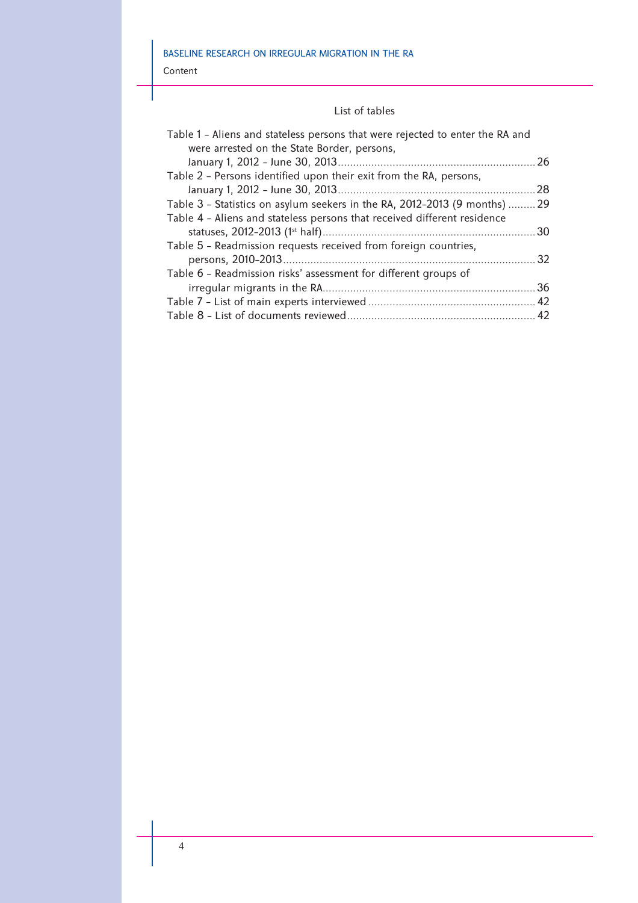## List of tables

Table 1 – Aliens and stateless persons that were rejected to enter the RA and were arrested on the State Border, persons, January 1, 2012 – June 30, 2013 ........ 26

Table 2 – Persons identified upon their exit from the RA, persons, January 1, 2012 – June 30, 2013 ........ 28

Table 3 – Statistics on asylum seekers in the RA, 2012–2013 (9 months) ........ 29

Table 4 – Aliens and stateless persons that received different residence statuses, 2012–2013 (1st half) ........ 30

Table 5 – Readmission requests received from foreign countries, persons, 2010–2013 ........ 32

Table 6 – Readmission risks' assessment for different groups of irregular migrants in the RA ........ 36

Table 7 – List of main experts interviewed ........ 42

Table 8 – List of documents reviewed ........ 42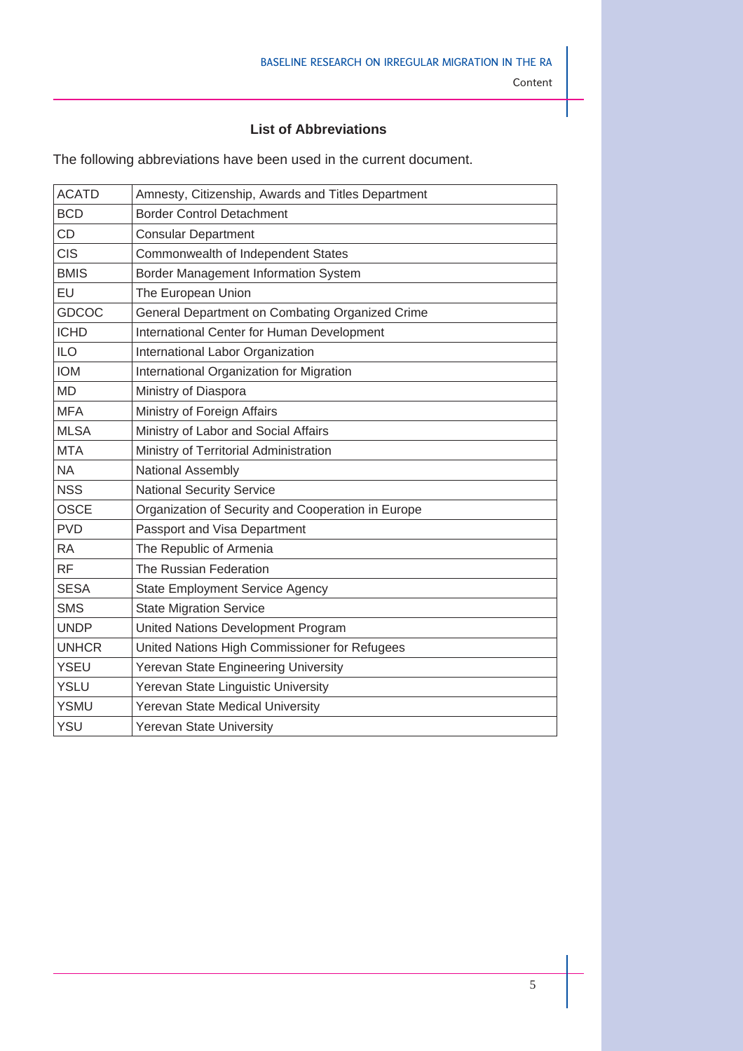## List of Abbreviations

The following abbreviations have been used in the current document.

| | |
|---|---|
| ACATD | Amnesty, Citizenship, Awards and Titles Department |
| BCD | Border Control Detachment |
| CD | Consular Department |
| CIS | Commonwealth of Independent States |
| BMIS | Border Management Information System |
| EU | The European Union |
| GDCOC | General Department on Combating Organized Crime |
| ICHD | International Center for Human Development |
| ILO | International Labor Organization |
| IOM | International Organization for Migration |
| MD | Ministry of Diaspora |
| MFA | Ministry of Foreign Affairs |
| MLSA | Ministry of Labor and Social Affairs |
| MTA | Ministry of Territorial Administration |
| NA | National Assembly |
| NSS | National Security Service |
| OSCE | Organization of Security and Cooperation in Europe |
| PVD | Passport and Visa Department |
| RA | The Republic of Armenia |
| RF | The Russian Federation |
| SESA | State Employment Service Agency |
| SMS | State Migration Service |
| UNDP | United Nations Development Program |
| UNHCR | United Nations High Commissioner for Refugees |
| YSEU | Yerevan State Engineering University |
| YSLU | Yerevan State Linguistic University |
| YSMU | Yerevan State Medical University |
| YSU | Yerevan State University |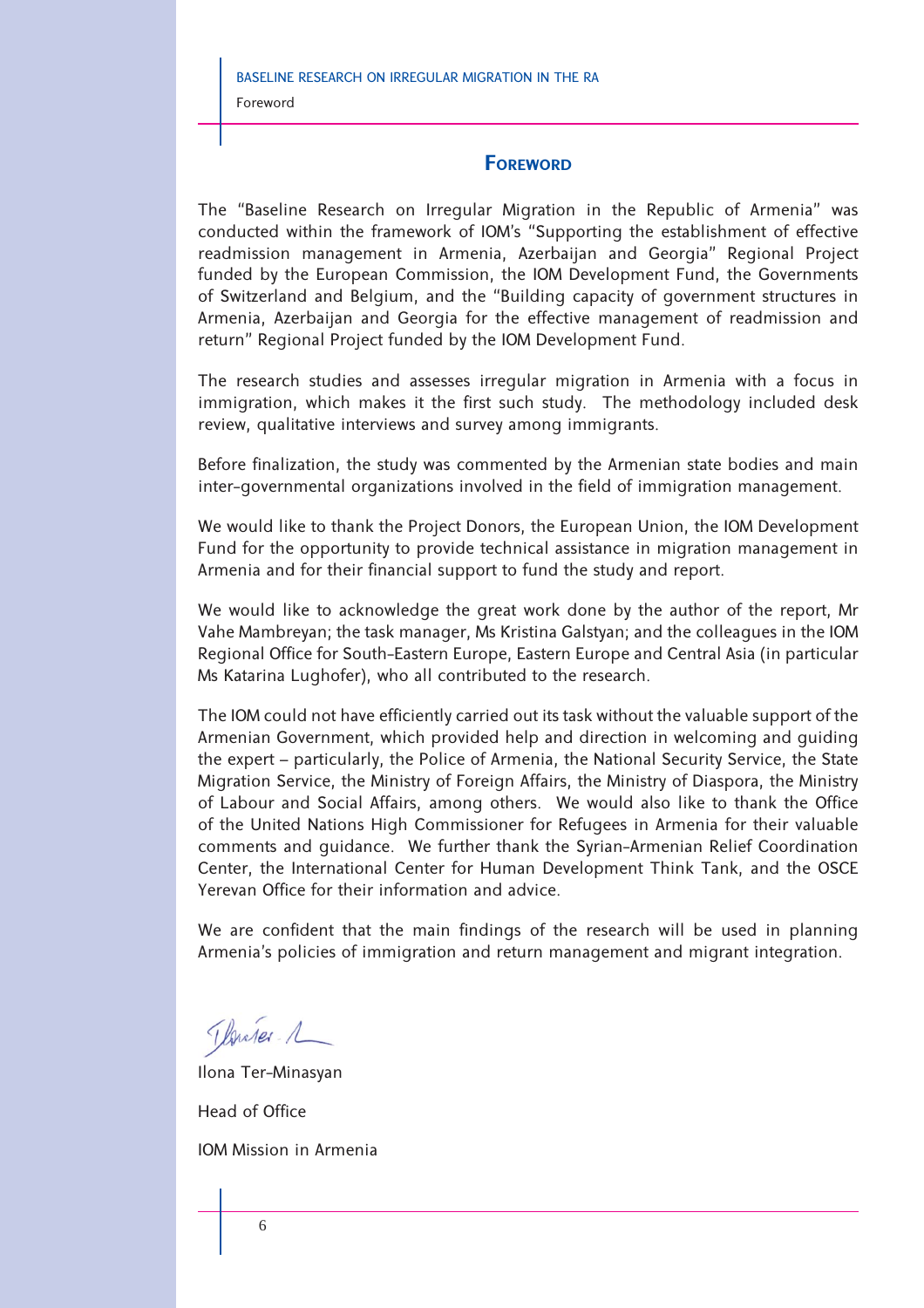# Foreword

The "Baseline Research on Irregular Migration in the Republic of Armenia" was conducted within the framework of IOM's "Supporting the establishment of effective readmission management in Armenia, Azerbaijan and Georgia" Regional Project funded by the European Commission, the IOM Development Fund, the Governments of Switzerland and Belgium, and the "Building capacity of government structures in Armenia, Azerbaijan and Georgia for the effective management of readmission and return" Regional Project funded by the IOM Development Fund.

The research studies and assesses irregular migration in Armenia with a focus in immigration, which makes it the first such study. The methodology included desk review, qualitative interviews and survey among immigrants.

Before finalization, the study was commented by the Armenian state bodies and main inter-governmental organizations involved in the field of immigration management.

We would like to thank the Project Donors, the European Union, the IOM Development Fund for the opportunity to provide technical assistance in migration management in Armenia and for their financial support to fund the study and report.

We would like to acknowledge the great work done by the author of the report, Mr Vahe Mambreyan; the task manager, Ms Kristina Galstyan; and the colleagues in the IOM Regional Office for South-Eastern Europe, Eastern Europe and Central Asia (in particular Ms Katarina Lughofer), who all contributed to the research.

The IOM could not have efficiently carried out its task without the valuable support of the Armenian Government, which provided help and direction in welcoming and guiding the expert – particularly, the Police of Armenia, the National Security Service, the State Migration Service, the Ministry of Foreign Affairs, the Ministry of Diaspora, the Ministry of Labour and Social Affairs, among others. We would also like to thank the Office of the United Nations High Commissioner for Refugees in Armenia for their valuable comments and guidance. We further thank the Syrian-Armenian Relief Coordination Center, the International Center for Human Development Think Tank, and the OSCE Yerevan Office for their information and advice.

We are confident that the main findings of the research will be used in planning Armenia's policies of immigration and return management and migrant integration.

Ilona Ter-Minasyan

Head of Office

IOM Mission in Armenia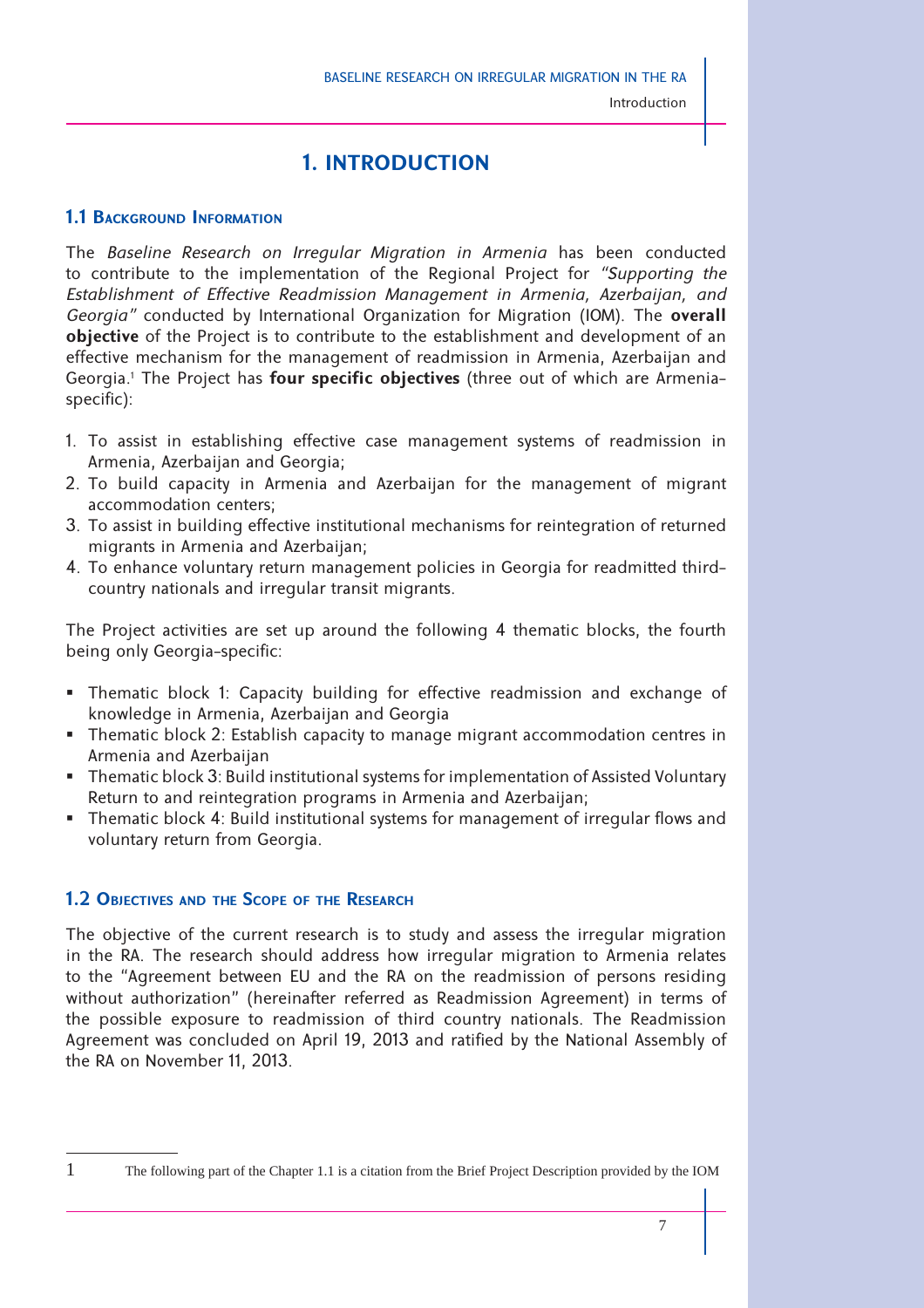# 1. INTRODUCTION

## 1.1 Background Information

The *Baseline Research on Irregular Migration in Armenia* has been conducted to contribute to the implementation of the Regional Project for *"Supporting the Establishment of Effective Readmission Management in Armenia, Azerbaijan, and Georgia"* conducted by International Organization for Migration (IOM). The **overall objective** of the Project is to contribute to the establishment and development of an effective mechanism for the management of readmission in Armenia, Azerbaijan and Georgia.[1] The Project has **four specific objectives** (three out of which are Armenia-specific):

1. To assist in establishing effective case management systems of readmission in Armenia, Azerbaijan and Georgia;
2. To build capacity in Armenia and Azerbaijan for the management of migrant accommodation centers;
3. To assist in building effective institutional mechanisms for reintegration of returned migrants in Armenia and Azerbaijan;
4. To enhance voluntary return management policies in Georgia for readmitted third-country nationals and irregular transit migrants.

The Project activities are set up around the following 4 thematic blocks, the fourth being only Georgia-specific:

- Thematic block 1: Capacity building for effective readmission and exchange of knowledge in Armenia, Azerbaijan and Georgia
- Thematic block 2: Establish capacity to manage migrant accommodation centres in Armenia and Azerbaijan
- Thematic block 3: Build institutional systems for implementation of Assisted Voluntary Return to and reintegration programs in Armenia and Azerbaijan;
- Thematic block 4: Build institutional systems for management of irregular flows and voluntary return from Georgia.

## 1.2 Objectives and the Scope of the Research

The objective of the current research is to study and assess the irregular migration in the RA. The research should address how irregular migration to Armenia relates to the "Agreement between EU and the RA on the readmission of persons residing without authorization" (hereinafter referred as Readmission Agreement) in terms of the possible exposure to readmission of third country nationals. The Readmission Agreement was concluded on April 19, 2013 and ratified by the National Assembly of the RA on November 11, 2013.

---

[1] The following part of the Chapter 1.1 is a citation from the Brief Project Description provided by the IOM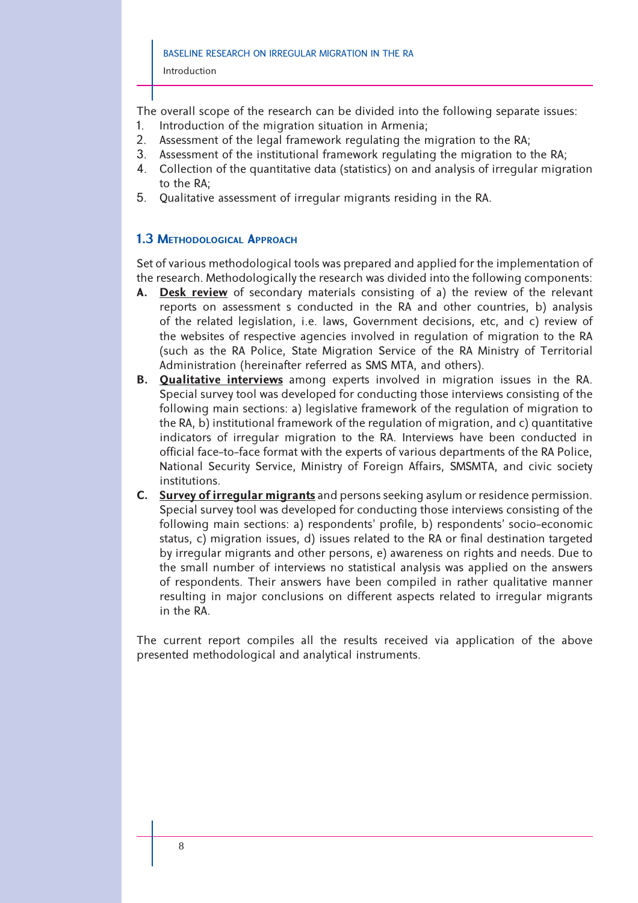The overall scope of the research can be divided into the following separate issues:

1. Introduction of the migration situation in Armenia;
2. Assessment of the legal framework regulating the migration to the RA;
3. Assessment of the institutional framework regulating the migration to the RA;
4. Collection of the quantitative data (statistics) on and analysis of irregular migration to the RA;
5. Qualitative assessment of irregular migrants residing in the RA.

### 1.3 Methodological Approach

Set of various methodological tools was prepared and applied for the implementation of the research. Methodologically the research was divided into the following components:

**A.** **Desk review** of secondary materials consisting of a) the review of the relevant reports on assessment s conducted in the RA and other countries, b) analysis of the related legislation, i.e. laws, Government decisions, etc, and c) review of the websites of respective agencies involved in regulation of migration to the RA (such as the RA Police, State Migration Service of the RA Ministry of Territorial Administration (hereinafter referred as SMS MTA, and others).

**B.** **Qualitative interviews** among experts involved in migration issues in the RA. Special survey tool was developed for conducting those interviews consisting of the following main sections: a) legislative framework of the regulation of migration to the RA, b) institutional framework of the regulation of migration, and c) quantitative indicators of irregular migration to the RA. Interviews have been conducted in official face-to-face format with the experts of various departments of the RA Police, National Security Service, Ministry of Foreign Affairs, SMSMTA, and civic society institutions.

**C.** **Survey of irregular migrants** and persons seeking asylum or residence permission. Special survey tool was developed for conducting those interviews consisting of the following main sections: a) respondents' profile, b) respondents' socio-economic status, c) migration issues, d) issues related to the RA or final destination targeted by irregular migrants and other persons, e) awareness on rights and needs. Due to the small number of interviews no statistical analysis was applied on the answers of respondents. Their answers have been compiled in rather qualitative manner resulting in major conclusions on different aspects related to irregular migrants in the RA.

The current report compiles all the results received via application of the above presented methodological and analytical instruments.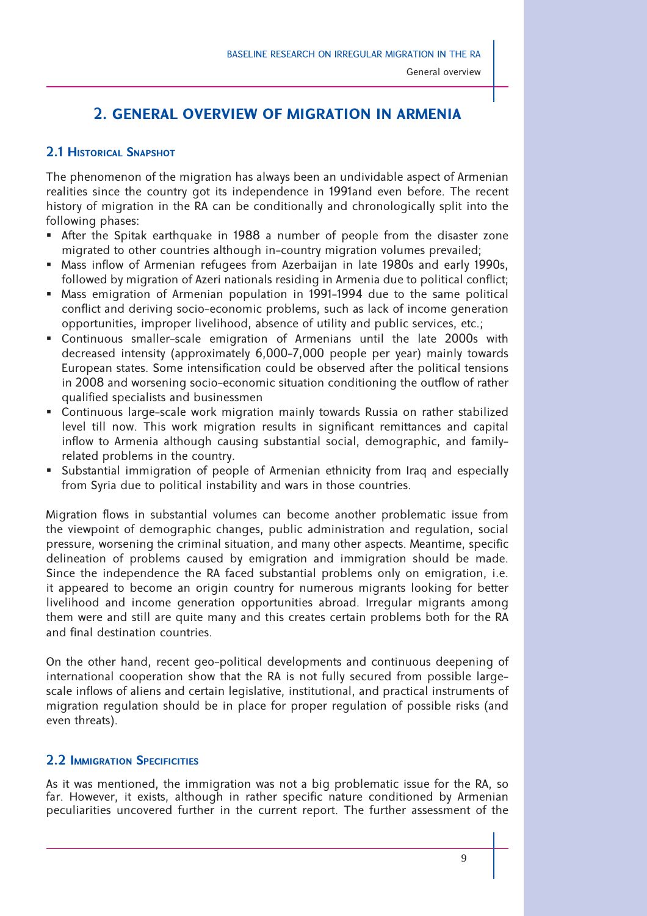# 2. GENERAL OVERVIEW OF MIGRATION IN ARMENIA

## 2.1 Historical Snapshot

The phenomenon of the migration has always been an undividable aspect of Armenian realities since the country got its independence in 1991and even before. The recent history of migration in the RA can be conditionally and chronologically split into the following phases:

- After the Spitak earthquake in 1988 a number of people from the disaster zone migrated to other countries although in-country migration volumes prevailed;
- Mass inflow of Armenian refugees from Azerbaijan in late 1980s and early 1990s, followed by migration of Azeri nationals residing in Armenia due to political conflict;
- Mass emigration of Armenian population in 1991-1994 due to the same political conflict and deriving socio-economic problems, such as lack of income generation opportunities, improper livelihood, absence of utility and public services, etc.;
- Continuous smaller-scale emigration of Armenians until the late 2000s with decreased intensity (approximately 6,000-7,000 people per year) mainly towards European states. Some intensification could be observed after the political tensions in 2008 and worsening socio-economic situation conditioning the outflow of rather qualified specialists and businessmen
- Continuous large-scale work migration mainly towards Russia on rather stabilized level till now. This work migration results in significant remittances and capital inflow to Armenia although causing substantial social, demographic, and family-related problems in the country.
- Substantial immigration of people of Armenian ethnicity from Iraq and especially from Syria due to political instability and wars in those countries.

Migration flows in substantial volumes can become another problematic issue from the viewpoint of demographic changes, public administration and regulation, social pressure, worsening the criminal situation, and many other aspects. Meantime, specific delineation of problems caused by emigration and immigration should be made. Since the independence the RA faced substantial problems only on emigration, i.e. it appeared to become an origin country for numerous migrants looking for better livelihood and income generation opportunities abroad. Irregular migrants among them were and still are quite many and this creates certain problems both for the RA and final destination countries.

On the other hand, recent geo-political developments and continuous deepening of international cooperation show that the RA is not fully secured from possible large-scale inflows of aliens and certain legislative, institutional, and practical instruments of migration regulation should be in place for proper regulation of possible risks (and even threats).

## 2.2 Immigration Specificities

As it was mentioned, the immigration was not a big problematic issue for the RA, so far. However, it exists, although in rather specific nature conditioned by Armenian peculiarities uncovered further in the current report. The further assessment of the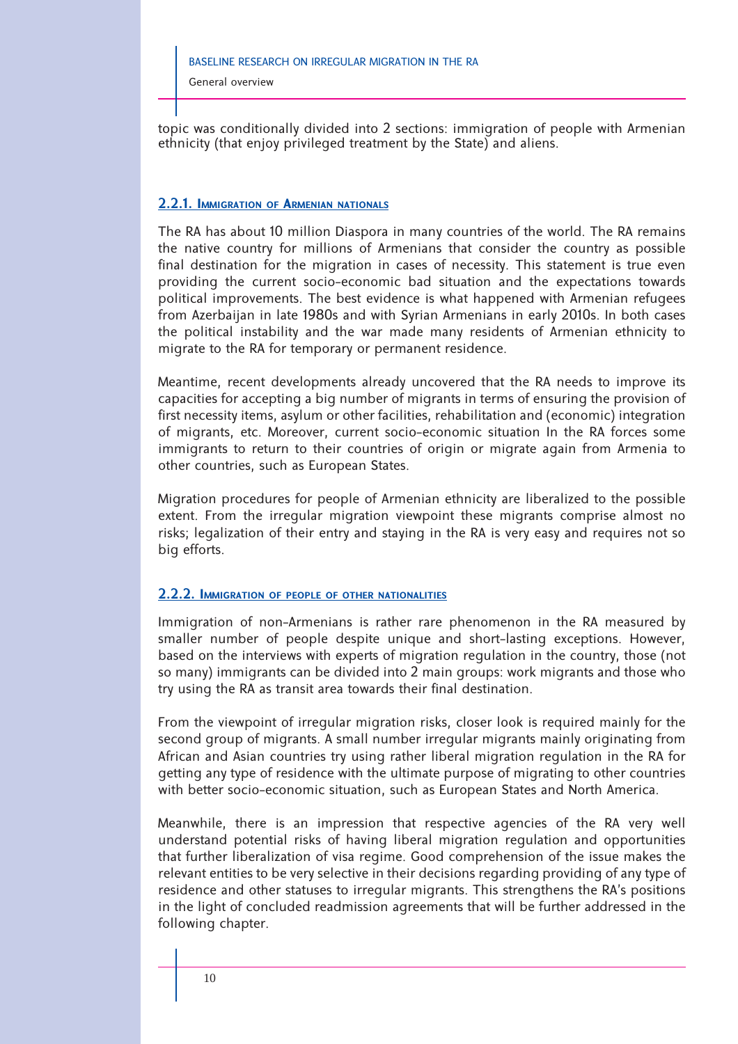topic was conditionally divided into 2 sections: immigration of people with Armenian ethnicity (that enjoy privileged treatment by the State) and aliens.

### 2.2.1. Immigration of Armenian nationals

The RA has about 10 million Diaspora in many countries of the world. The RA remains the native country for millions of Armenians that consider the country as possible final destination for the migration in cases of necessity. This statement is true even providing the current socio-economic bad situation and the expectations towards political improvements. The best evidence is what happened with Armenian refugees from Azerbaijan in late 1980s and with Syrian Armenians in early 2010s. In both cases the political instability and the war made many residents of Armenian ethnicity to migrate to the RA for temporary or permanent residence.

Meantime, recent developments already uncovered that the RA needs to improve its capacities for accepting a big number of migrants in terms of ensuring the provision of first necessity items, asylum or other facilities, rehabilitation and (economic) integration of migrants, etc. Moreover, current socio-economic situation In the RA forces some immigrants to return to their countries of origin or migrate again from Armenia to other countries, such as European States.

Migration procedures for people of Armenian ethnicity are liberalized to the possible extent. From the irregular migration viewpoint these migrants comprise almost no risks; legalization of their entry and staying in the RA is very easy and requires not so big efforts.

### 2.2.2. Immigration of people of other nationalities

Immigration of non-Armenians is rather rare phenomenon in the RA measured by smaller number of people despite unique and short-lasting exceptions. However, based on the interviews with experts of migration regulation in the country, those (not so many) immigrants can be divided into 2 main groups: work migrants and those who try using the RA as transit area towards their final destination.

From the viewpoint of irregular migration risks, closer look is required mainly for the second group of migrants. A small number irregular migrants mainly originating from African and Asian countries try using rather liberal migration regulation in the RA for getting any type of residence with the ultimate purpose of migrating to other countries with better socio-economic situation, such as European States and North America.

Meanwhile, there is an impression that respective agencies of the RA very well understand potential risks of having liberal migration regulation and opportunities that further liberalization of visa regime. Good comprehension of the issue makes the relevant entities to be very selective in their decisions regarding providing of any type of residence and other statuses to irregular migrants. This strengthens the RA's positions in the light of concluded readmission agreements that will be further addressed in the following chapter.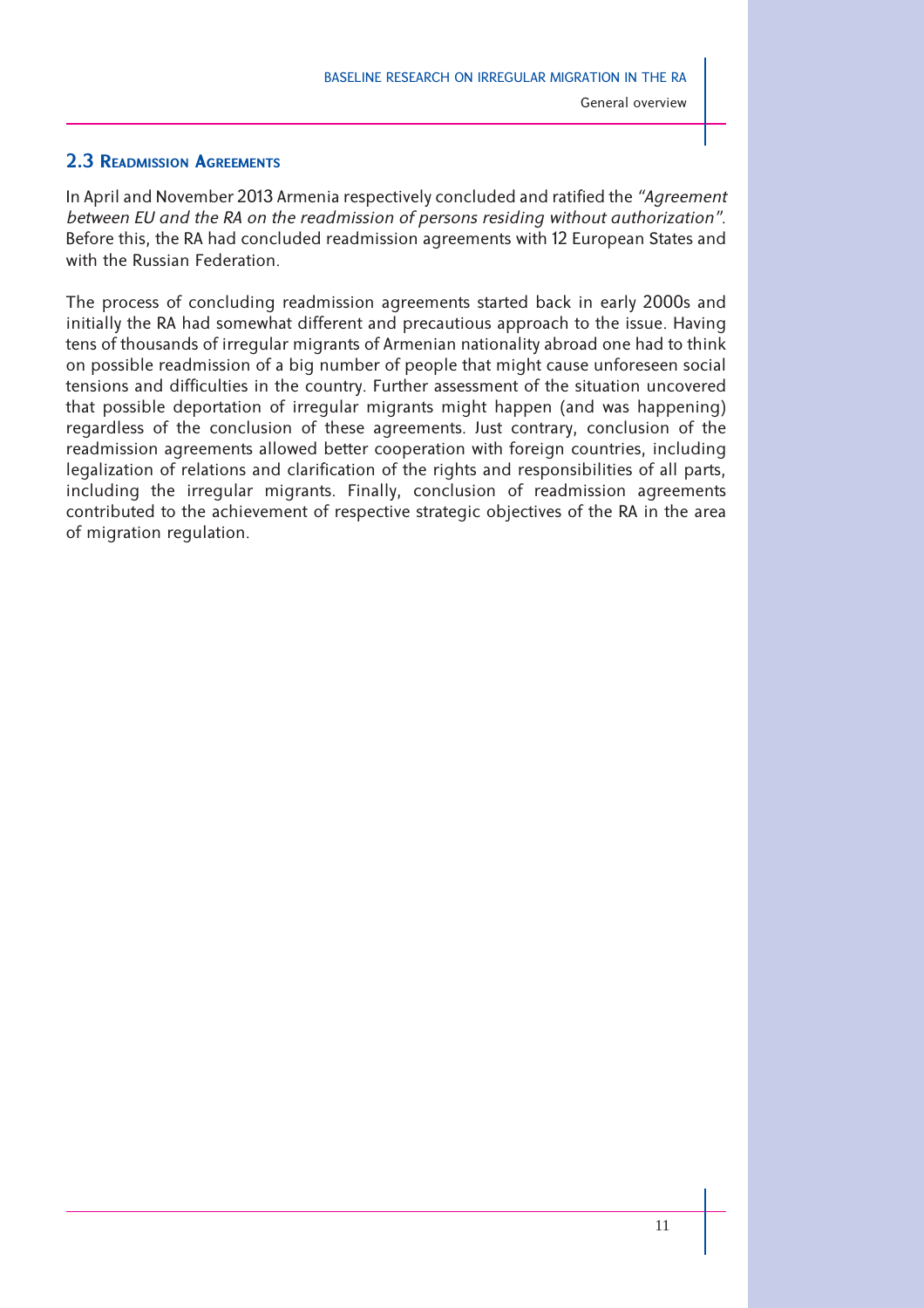## 2.3 Readmission Agreements

In April and November 2013 Armenia respectively concluded and ratified the *"Agreement between EU and the RA on the readmission of persons residing without authorization"*. Before this, the RA had concluded readmission agreements with 12 European States and with the Russian Federation.

The process of concluding readmission agreements started back in early 2000s and initially the RA had somewhat different and precautious approach to the issue. Having tens of thousands of irregular migrants of Armenian nationality abroad one had to think on possible readmission of a big number of people that might cause unforeseen social tensions and difficulties in the country. Further assessment of the situation uncovered that possible deportation of irregular migrants might happen (and was happening) regardless of the conclusion of these agreements. Just contrary, conclusion of the readmission agreements allowed better cooperation with foreign countries, including legalization of relations and clarification of the rights and responsibilities of all parts, including the irregular migrants. Finally, conclusion of readmission agreements contributed to the achievement of respective strategic objectives of the RA in the area of migration regulation.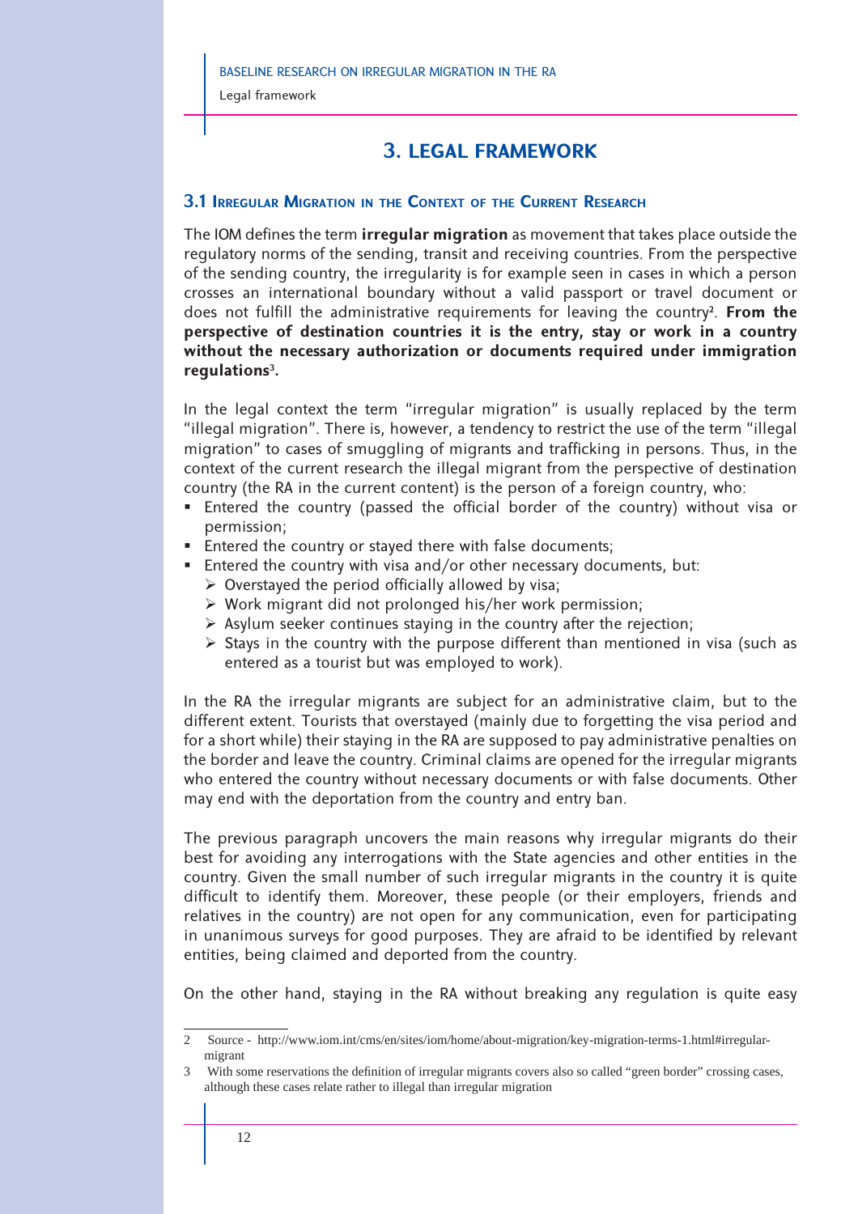# 3. LEGAL FRAMEWORK

## 3.1 Irregular Migration in the Context of the Current Research

The IOM defines the term **irregular migration** as movement that takes place outside the regulatory norms of the sending, transit and receiving countries. From the perspective of the sending country, the irregularity is for example seen in cases in which a person crosses an international boundary without a valid passport or travel document or does not fulfill the administrative requirements for leaving the country[2]. **From the perspective of destination countries it is the entry, stay or work in a country without the necessary authorization or documents required under immigration regulations[3].**

In the legal context the term "irregular migration" is usually replaced by the term "illegal migration". There is, however, a tendency to restrict the use of the term "illegal migration" to cases of smuggling of migrants and trafficking in persons. Thus, in the context of the current research the illegal migrant from the perspective of destination country (the RA in the current content) is the person of a foreign country, who:

- Entered the country (passed the official border of the country) without visa or permission;
- Entered the country or stayed there with false documents;
- Entered the country with visa and/or other necessary documents, but:
  - Overstayed the period officially allowed by visa;
  - Work migrant did not prolonged his/her work permission;
  - Asylum seeker continues staying in the country after the rejection;
  - Stays in the country with the purpose different than mentioned in visa (such as entered as a tourist but was employed to work).

In the RA the irregular migrants are subject for an administrative claim, but to the different extent. Tourists that overstayed (mainly due to forgetting the visa period and for a short while) their staying in the RA are supposed to pay administrative penalties on the border and leave the country. Criminal claims are opened for the irregular migrants who entered the country without necessary documents or with false documents. Other may end with the deportation from the country and entry ban.

The previous paragraph uncovers the main reasons why irregular migrants do their best for avoiding any interrogations with the State agencies and other entities in the country. Given the small number of such irregular migrants in the country it is quite difficult to identify them. Moreover, these people (or their employers, friends and relatives in the country) are not open for any communication, even for participating in unanimous surveys for good purposes. They are afraid to be identified by relevant entities, being claimed and deported from the country.

On the other hand, staying in the RA without breaking any regulation is quite easy

---

2 Source - http://www.iom.int/cms/en/sites/iom/home/about-migration/key-migration-terms-1.html#irregular-migrant

3 With some reservations the definition of irregular migrants covers also so called "green border" crossing cases, although these cases relate rather to illegal than irregular migration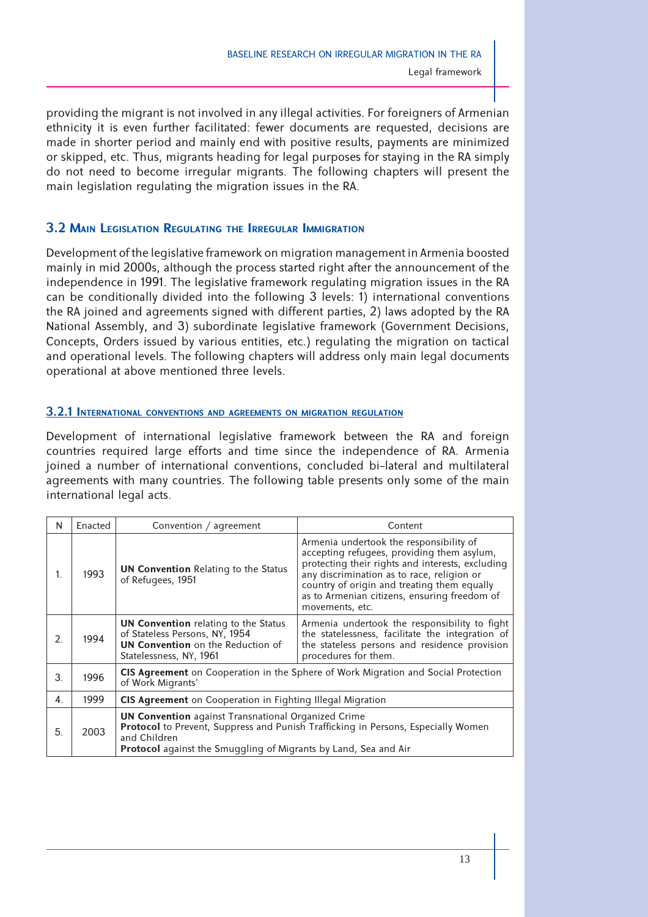providing the migrant is not involved in any illegal activities. For foreigners of Armenian ethnicity it is even further facilitated: fewer documents are requested, decisions are made in shorter period and mainly end with positive results, payments are minimized or skipped, etc. Thus, migrants heading for legal purposes for staying in the RA simply do not need to become irregular migrants. The following chapters will present the main legislation regulating the migration issues in the RA.

## 3.2 Main Legislation Regulating the Irregular Immigration

Development of the legislative framework on migration management in Armenia boosted mainly in mid 2000s, although the process started right after the announcement of the independence in 1991. The legislative framework regulating migration issues in the RA can be conditionally divided into the following 3 levels: 1) international conventions the RA joined and agreements signed with different parties, 2) laws adopted by the RA National Assembly, and 3) subordinate legislative framework (Government Decisions, Concepts, Orders issued by various entities, etc.) regulating the migration on tactical and operational levels. The following chapters will address only main legal documents operational at above mentioned three levels.

### 3.2.1 International conventions and agreements on migration regulation

Development of international legislative framework between the RA and foreign countries required large efforts and time since the independence of RA. Armenia joined a number of international conventions, concluded bi-lateral and multilateral agreements with many countries. The following table presents only some of the main international legal acts.

| N | Enacted | Convention / agreement | Content |
|---|---|---|---|
| 1. | 1993 | **UN Convention** Relating to the Status of Refugees, 1951 | Armenia undertook the responsibility of accepting refugees, providing them asylum, protecting their rights and interests, excluding any discrimination as to race, religion or country of origin and treating them equally as to Armenian citizens, ensuring freedom of movements, etc. |
| 2. | 1994 | **UN Convention** relating to the Status of Stateless Persons, NY, 1954<br>**UN Convention** on the Reduction of Statelessness, NY, 1961 | Armenia undertook the responsibility to fight the statelessness, facilitate the integration of the stateless persons and residence provision procedures for them. |
| 3. | 1996 | **CIS Agreement** on Cooperation in the Sphere of Work Migration and Social Protection of Work Migrants' | |
| 4. | 1999 | **CIS Agreement** on Cooperation in Fighting Illegal Migration | |
| 5. | 2003 | **UN Convention** against Transnational Organized Crime<br>**Protocol** to Prevent, Suppress and Punish Trafficking in Persons, Especially Women and Children<br>**Protocol** against the Smuggling of Migrants by Land, Sea and Air | |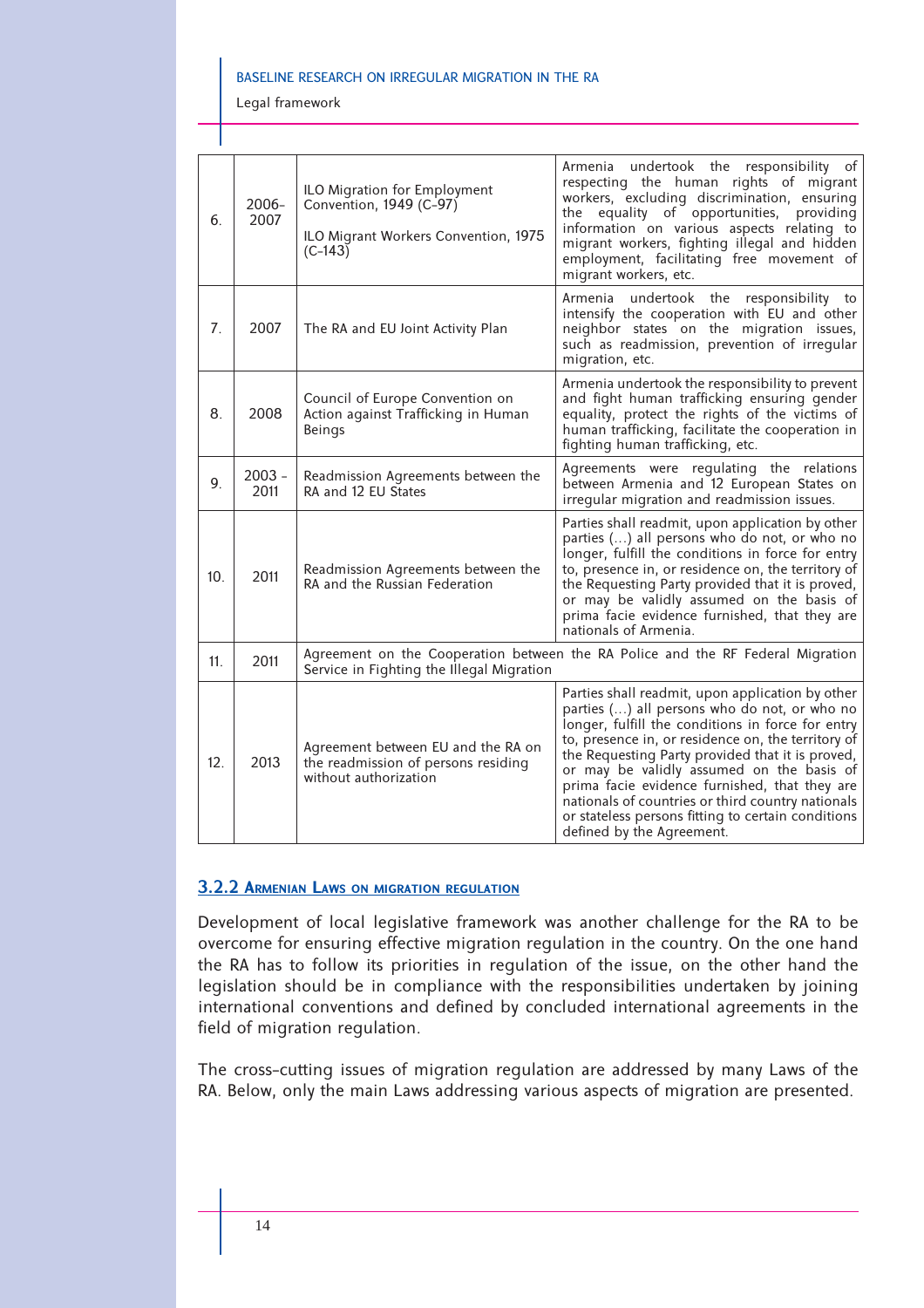| | | | |
|---|---|---|---|
| 6. | 2006-2007 | ILO Migration for Employment Convention, 1949 (C-97)<br><br>ILO Migrant Workers Convention, 1975 (C-143) | Armenia undertook the responsibility of respecting the human rights of migrant workers, excluding discrimination, ensuring the equality of opportunities, providing information on various aspects relating to migrant workers, fighting illegal and hidden employment, facilitating free movement of migrant workers, etc. |
| 7. | 2007 | The RA and EU Joint Activity Plan | Armenia undertook the responsibility to intensify the cooperation with EU and other neighbor states on the migration issues, such as readmission, prevention of irregular migration, etc. |
| 8. | 2008 | Council of Europe Convention on Action against Trafficking in Human Beings | Armenia undertook the responsibility to prevent and fight human trafficking ensuring gender equality, protect the rights of the victims of human trafficking, facilitate the cooperation in fighting human trafficking, etc. |
| 9. | 2003 - 2011 | Readmission Agreements between the RA and 12 EU States | Agreements were regulating the relations between Armenia and 12 European States on irregular migration and readmission issues. |
| 10. | 2011 | Readmission Agreements between the RA and the Russian Federation | Parties shall readmit, upon application by other parties (...) all persons who do not, or who no longer, fulfill the conditions in force for entry to, presence in, or residence on, the territory of the Requesting Party provided that it is proved, or may be validly assumed on the basis of prima facie evidence furnished, that they are nationals of Armenia. |
| 11. | 2011 | Agreement on the Cooperation between the RA Police and the RF Federal Migration Service in Fighting the Illegal Migration | |
| 12. | 2013 | Agreement between EU and the RA on the readmission of persons residing without authorization | Parties shall readmit, upon application by other parties (...) all persons who do not, or who no longer, fulfill the conditions in force for entry to, presence in, or residence on, the territory of the Requesting Party provided that it is proved, or may be validly assumed on the basis of prima facie evidence furnished, that they are nationals of countries or third country nationals or stateless persons fitting to certain conditions defined by the Agreement. |

### 3.2.2 Armenian Laws on migration regulation

Development of local legislative framework was another challenge for the RA to be overcome for ensuring effective migration regulation in the country. On the one hand the RA has to follow its priorities in regulation of the issue, on the other hand the legislation should be in compliance with the responsibilities undertaken by joining international conventions and defined by concluded international agreements in the field of migration regulation.

The cross-cutting issues of migration regulation are addressed by many Laws of the RA. Below, only the main Laws addressing various aspects of migration are presented.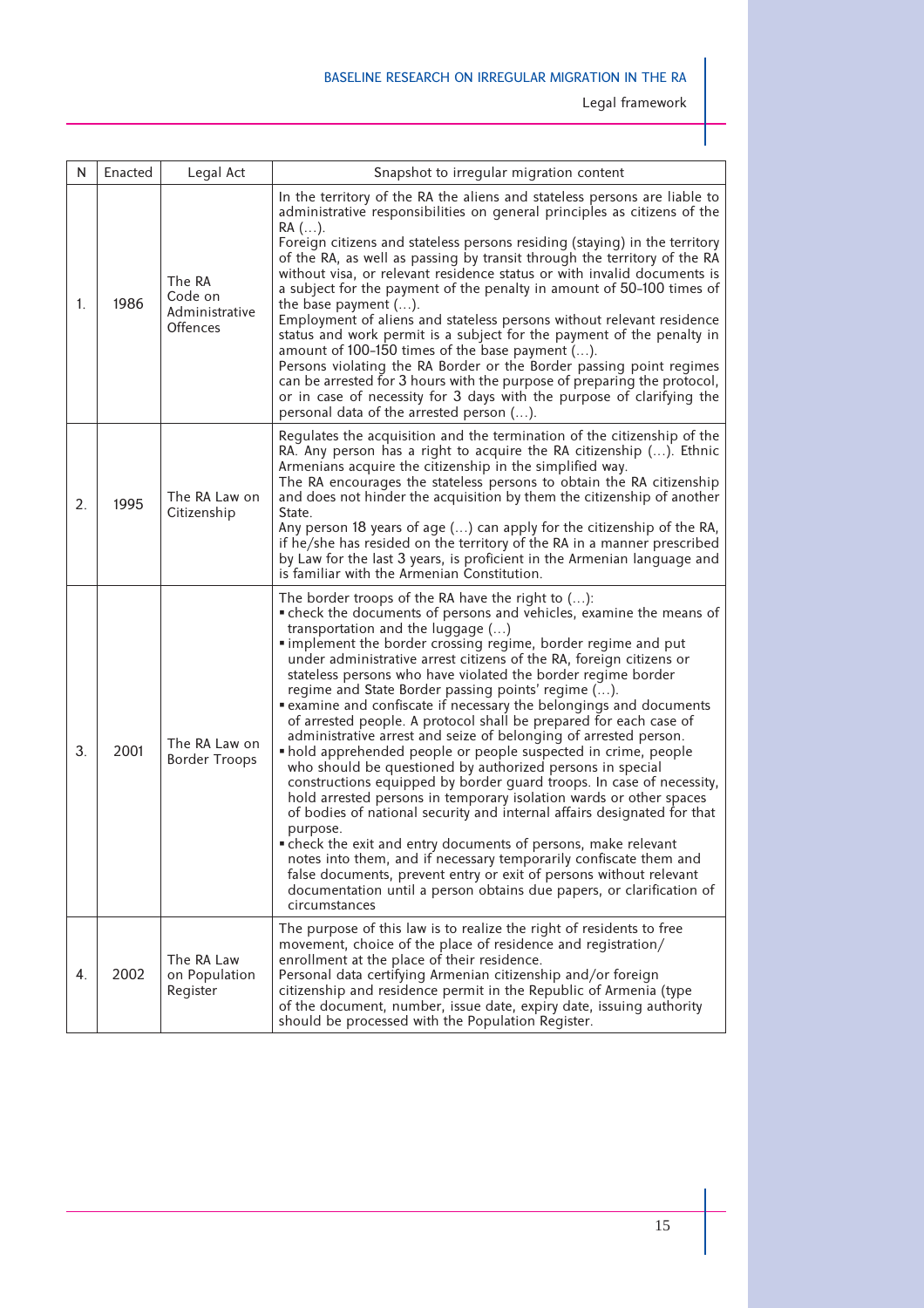| N | Enacted | Legal Act | Snapshot to irregular migration content |
|---|---|---|---|
| 1. | 1986 | The RA Code on Administrative Offences | In the territory of the RA the aliens and stateless persons are liable to administrative responsibilities on general principles as citizens of the RA (…).<br>Foreign citizens and stateless persons residing (staying) in the territory of the RA, as well as passing by transit through the territory of the RA without visa, or relevant residence status or with invalid documents is a subject for the payment of the penalty in amount of 50-100 times of the base payment (…).<br>Employment of aliens and stateless persons without relevant residence status and work permit is a subject for the payment of the penalty in amount of 100-150 times of the base payment (…).<br>Persons violating the RA Border or the Border passing point regimes can be arrested for 3 hours with the purpose of preparing the protocol, or in case of necessity for 3 days with the purpose of clarifying the personal data of the arrested person (…). |
| 2. | 1995 | The RA Law on Citizenship | Regulates the acquisition and the termination of the citizenship of the RA. Any person has a right to acquire the RA citizenship (…). Ethnic Armenians acquire the citizenship in the simplified way.<br>The RA encourages the stateless persons to obtain the RA citizenship and does not hinder the acquisition by them the citizenship of another State.<br>Any person 18 years of age (…) can apply for the citizenship of the RA, if he/she has resided on the territory of the RA in a manner prescribed by Law for the last 3 years, is proficient in the Armenian language and is familiar with the Armenian Constitution. |
| 3. | 2001 | The RA Law on Border Troops | The border troops of the RA have the right to (…):<br>▪ check the documents of persons and vehicles, examine the means of transportation and the luggage (…)<br>▪ implement the border crossing regime, border regime and put under administrative arrest citizens of the RA, foreign citizens or stateless persons who have violated the border regime border regime and State Border passing points' regime (…).<br>▪ examine and confiscate if necessary the belongings and documents of arrested people. A protocol shall be prepared for each case of administrative arrest and seize of belonging of arrested person.<br>▪ hold apprehended people or people suspected in crime, people who should be questioned by authorized persons in special constructions equipped by border guard troops. In case of necessity, hold arrested persons in temporary isolation wards or other spaces of bodies of national security and internal affairs designated for that purpose.<br>▪ check the exit and entry documents of persons, make relevant notes into them, and if necessary temporarily confiscate them and false documents, prevent entry or exit of persons without relevant documentation until a person obtains due papers, or clarification of circumstances |
| 4. | 2002 | The RA Law on Population Register | The purpose of this law is to realize the right of residents to free movement, choice of the place of residence and registration/enrollment at the place of their residence.<br>Personal data certifying Armenian citizenship and/or foreign citizenship and residence permit in the Republic of Armenia (type of the document, number, issue date, expiry date, issuing authority should be processed with the Population Register. |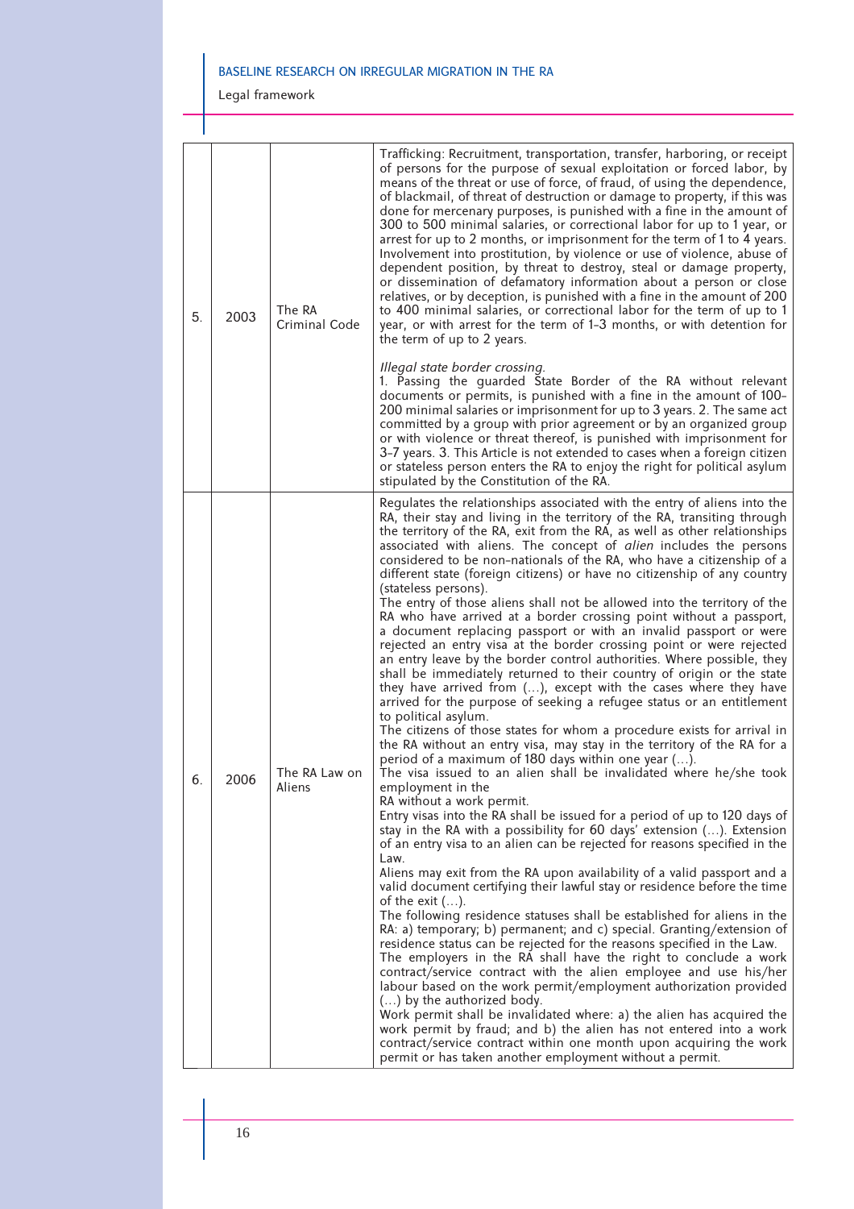| | | | |
|---|---|---|---|
| 5. | 2003 | The RA Criminal Code | Trafficking: Recruitment, transportation, transfer, harboring, or receipt of persons for the purpose of sexual exploitation or forced labor, by means of the threat or use of force, of fraud, of using the dependence, of blackmail, of threat of destruction or damage to property, if this was done for mercenary purposes, is punished with a fine in the amount of 300 to 500 minimal salaries, or correctional labor for up to 1 year, or arrest for up to 2 months, or imprisonment for the term of 1 to 4 years. Involvement into prostitution, by violence or use of violence, abuse of dependent position, by threat to destroy, steal or damage property, or dissemination of defamatory information about a person or close relatives, or by deception, is punished with a fine in the amount of 200 to 400 minimal salaries, or correctional labor for the term of up to 1 year, or with arrest for the term of 1-3 months, or with detention for the term of up to 2 years.<br><br>*Illegal state border crossing.*<br>1. Passing the guarded State Border of the RA without relevant documents or permits, is punished with a fine in the amount of 100-200 minimal salaries or imprisonment for up to 3 years. 2. The same act committed by a group with prior agreement or by an organized group or with violence or threat thereof, is punished with imprisonment for 3-7 years. 3. This Article is not extended to cases when a foreign citizen or stateless person enters the RA to enjoy the right for political asylum stipulated by the Constitution of the RA. |
| 6. | 2006 | The RA Law on Aliens | Regulates the relationships associated with the entry of aliens into the RA, their stay and living in the territory of the RA, transiting through the territory of the RA, exit from the RA, as well as other relationships associated with aliens. The concept of *alien* includes the persons considered to be non-nationals of the RA, who have a citizenship of a different state (foreign citizens) or have no citizenship of any country (stateless persons).<br>The entry of those aliens shall not be allowed into the territory of the RA who have arrived at a border crossing point without a passport, a document replacing passport or with an invalid passport or were rejected an entry visa at the border crossing point or were rejected an entry leave by the border control authorities. Where possible, they shall be immediately returned to their country of origin or the state they have arrived from (…), except with the cases where they have arrived for the purpose of seeking a refugee status or an entitlement to political asylum.<br>The citizens of those states for whom a procedure exists for arrival in the RA without an entry visa, may stay in the territory of the RA for a period of a maximum of 180 days within one year (…).<br>The visa issued to an alien shall be invalidated where he/she took employment in the RA without a work permit.<br>Entry visas into the RA shall be issued for a period of up to 120 days of stay in the RA with a possibility for 60 days' extension (…). Extension of an entry visa to an alien can be rejected for reasons specified in the Law.<br>Aliens may exit from the RA upon availability of a valid passport and a valid document certifying their lawful stay or residence before the time of the exit (…).<br>The following residence statuses shall be established for aliens in the RA: a) temporary; b) permanent; and c) special. Granting/extension of residence status can be rejected for the reasons specified in the Law.<br>The employers in the RA shall have the right to conclude a work contract/service contract with the alien employee and use his/her labour based on the work permit/employment authorization provided (…) by the authorized body.<br>Work permit shall be invalidated where: a) the alien has acquired the work permit by fraud; and b) the alien has not entered into a work contract/service contract within one month upon acquiring the work permit or has taken another employment without a permit. |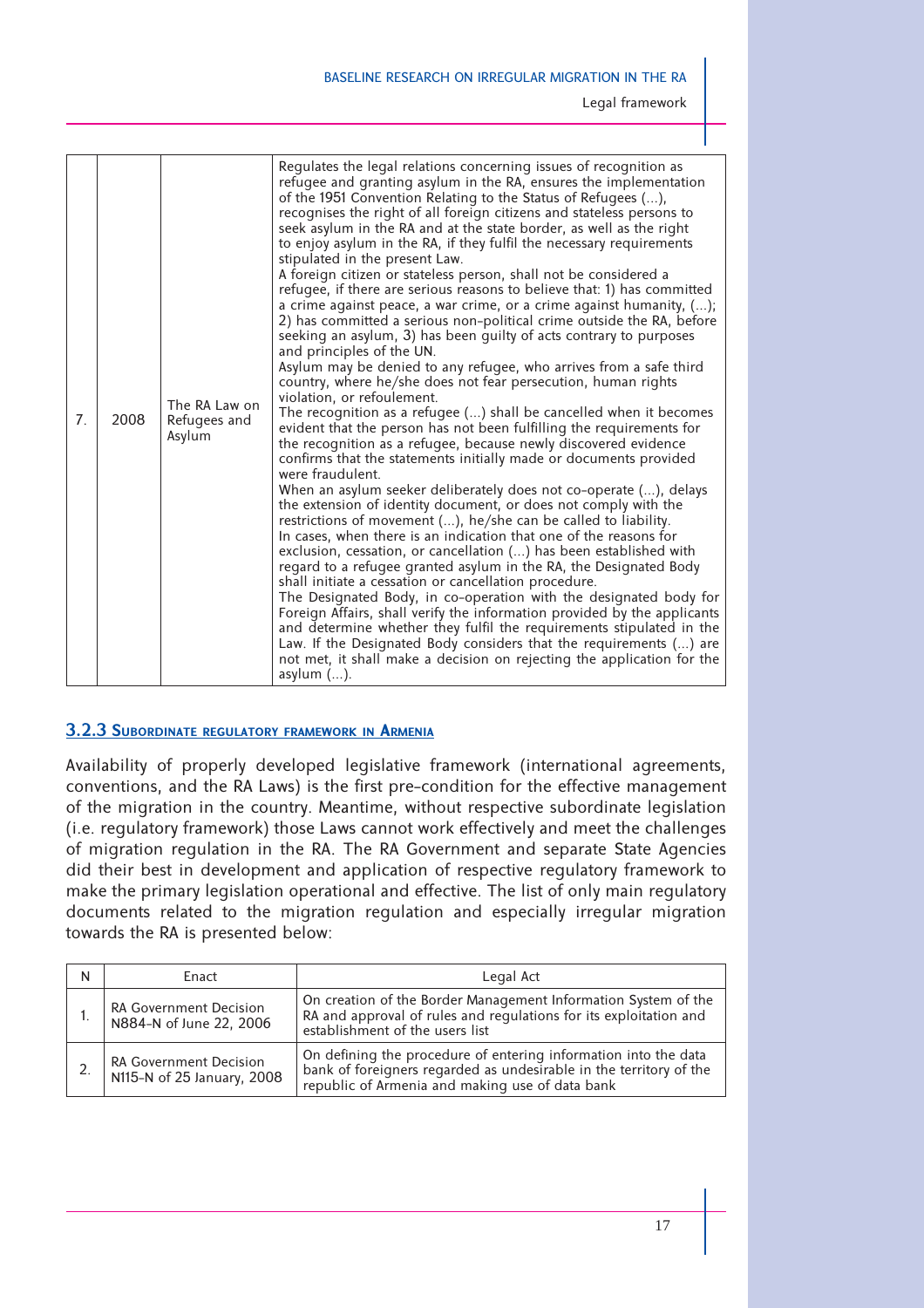| 7. | 2008 | The RA Law on Refugees and Asylum | Regulates the legal relations concerning issues of recognition as refugee and granting asylum in the RA, ensures the implementation of the 1951 Convention Relating to the Status of Refugees (...), recognises the right of all foreign citizens and stateless persons to seek asylum in the RA and at the state border, as well as the right to enjoy asylum in the RA, if they fulfil the necessary requirements stipulated in the present Law.<br>A foreign citizen or stateless person, shall not be considered a refugee, if there are serious reasons to believe that: 1) has committed a crime against peace, a war crime, or a crime against humanity, (...); 2) has committed a serious non-political crime outside the RA, before seeking an asylum, 3) has been guilty of acts contrary to purposes and principles of the UN.<br>Asylum may be denied to any refugee, who arrives from a safe third country, where he/she does not fear persecution, human rights violation, or refoulement.<br>The recognition as a refugee (...) shall be cancelled when it becomes evident that the person has not been fulfilling the requirements for the recognition as a refugee, because newly discovered evidence confirms that the statements initially made or documents provided were fraudulent.<br>When an asylum seeker deliberately does not co-operate (...), delays the extension of identity document, or does not comply with the restrictions of movement (...), he/she can be called to liability.<br>In cases, when there is an indication that one of the reasons for exclusion, cessation, or cancellation (...) has been established with regard to a refugee granted asylum in the RA, the Designated Body shall initiate a cessation or cancellation procedure.<br>The Designated Body, in co-operation with the designated body for Foreign Affairs, shall verify the information provided by the applicants and determine whether they fulfil the requirements stipulated in the Law. If the Designated Body considers that the requirements (...) are not met, it shall make a decision on rejecting the application for the asylum (...). |
|---|---|---|---|

### 3.2.3 Subordinate regulatory framework in Armenia

Availability of properly developed legislative framework (international agreements, conventions, and the RA Laws) is the first pre-condition for the effective management of the migration in the country. Meantime, without respective subordinate legislation (i.e. regulatory framework) those Laws cannot work effectively and meet the challenges of migration regulation in the RA. The RA Government and separate State Agencies did their best in development and application of respective regulatory framework to make the primary legislation operational and effective. The list of only main regulatory documents related to the migration regulation and especially irregular migration towards the RA is presented below:

| N | Enact | Legal Act |
|---|---|---|
| 1. | RA Government Decision N884-N of June 22, 2006 | On creation of the Border Management Information System of the RA and approval of rules and regulations for its exploitation and establishment of the users list |
| 2. | RA Government Decision N115-N of 25 January, 2008 | On defining the procedure of entering information into the data bank of foreigners regarded as undesirable in the territory of the republic of Armenia and making use of data bank |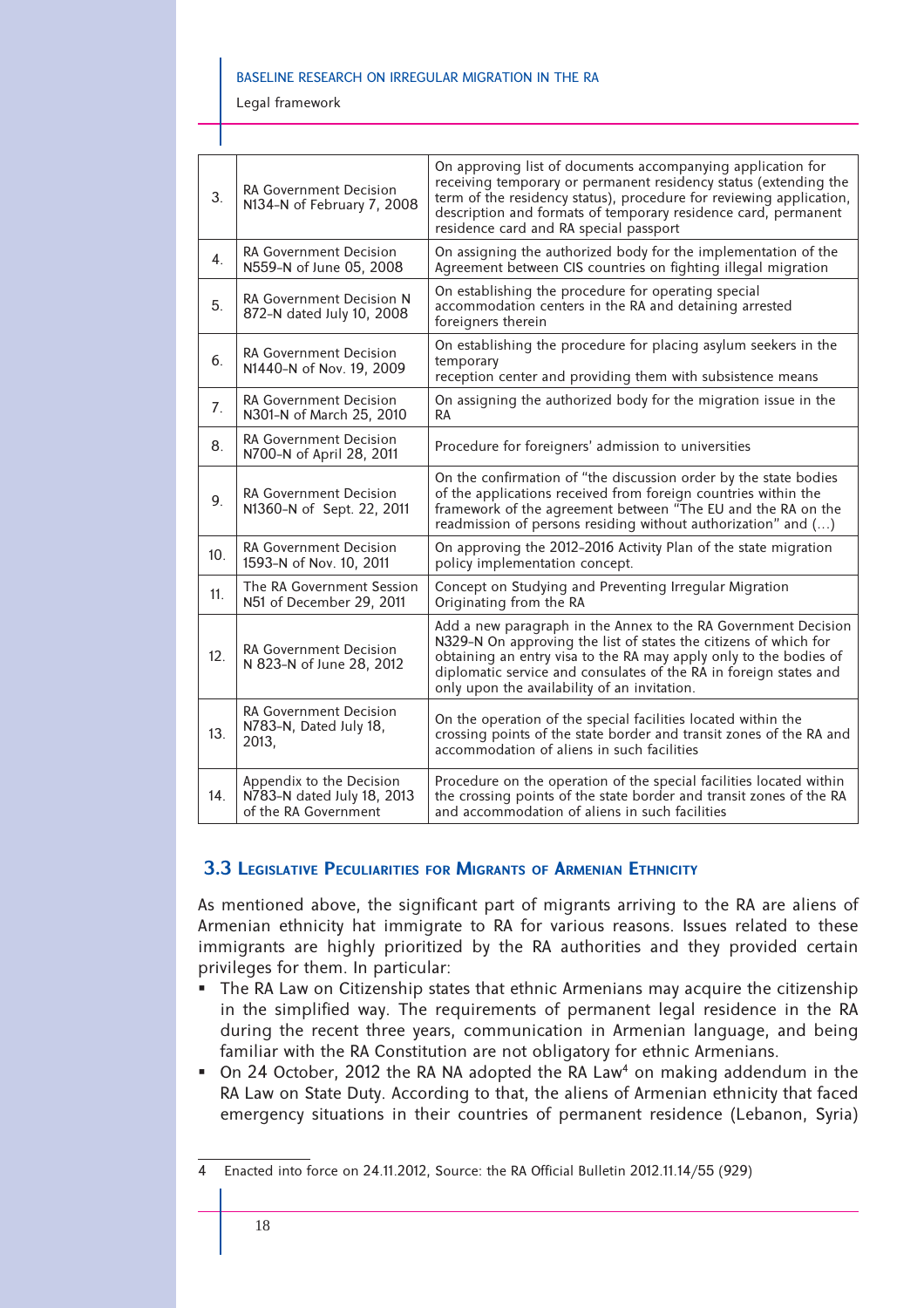| | | |
|---|---|---|
| 3. | RA Government Decision N134-N of February 7, 2008 | On approving list of documents accompanying application for receiving temporary or permanent residency status (extending the term of the residency status), procedure for reviewing application, description and formats of temporary residence card, permanent residence card and RA special passport |
| 4. | RA Government Decision N559-N of June 05, 2008 | On assigning the authorized body for the implementation of the Agreement between CIS countries on fighting illegal migration |
| 5. | RA Government Decision N 872-N dated July 10, 2008 | On establishing the procedure for operating special accommodation centers in the RA and detaining arrested foreigners therein |
| 6. | RA Government Decision N1440-N of Nov. 19, 2009 | On establishing the procedure for placing asylum seekers in the temporary reception center and providing them with subsistence means |
| 7. | RA Government Decision N301-N of March 25, 2010 | On assigning the authorized body for the migration issue in the RA |
| 8. | RA Government Decision N700-N of April 28, 2011 | Procedure for foreigners' admission to universities |
| 9. | RA Government Decision N1360-N of Sept. 22, 2011 | On the confirmation of "the discussion order by the state bodies of the applications received from foreign countries within the framework of the agreement between "The EU and the RA on the readmission of persons residing without authorization" and (…) |
| 10. | RA Government Decision 1593-N of Nov. 10, 2011 | On approving the 2012-2016 Activity Plan of the state migration policy implementation concept. |
| 11. | The RA Government Session N51 of December 29, 2011 | Concept on Studying and Preventing Irregular Migration Originating from the RA |
| 12. | RA Government Decision N 823-N of June 28, 2012 | Add a new paragraph in the Annex to the RA Government Decision N329-N On approving the list of states the citizens of which for obtaining an entry visa to the RA may apply only to the bodies of diplomatic service and consulates of the RA in foreign states and only upon the availability of an invitation. |
| 13. | RA Government Decision N783-N, Dated July 18, 2013, | On the operation of the special facilities located within the crossing points of the state border and transit zones of the RA and accommodation of aliens in such facilities |
| 14. | Appendix to the Decision N783-N dated July 18, 2013 of the RA Government | Procedure on the operation of the special facilities located within the crossing points of the state border and transit zones of the RA and accommodation of aliens in such facilities |

## 3.3 Legislative Peculiarities for Migrants of Armenian Ethnicity

As mentioned above, the significant part of migrants arriving to the RA are aliens of Armenian ethnicity hat immigrate to RA for various reasons. Issues related to these immigrants are highly prioritized by the RA authorities and they provided certain privileges for them. In particular:

- The RA Law on Citizenship states that ethnic Armenians may acquire the citizenship in the simplified way. The requirements of permanent legal residence in the RA during the recent three years, communication in Armenian language, and being familiar with the RA Constitution are not obligatory for ethnic Armenians.
- On 24 October, 2012 the RA NA adopted the RA Law[4] on making addendum in the RA Law on State Duty. According to that, the aliens of Armenian ethnicity that faced emergency situations in their countries of permanent residence (Lebanon, Syria)

4 Enacted into force on 24.11.2012, Source: the RA Official Bulletin 2012.11.14/55 (929)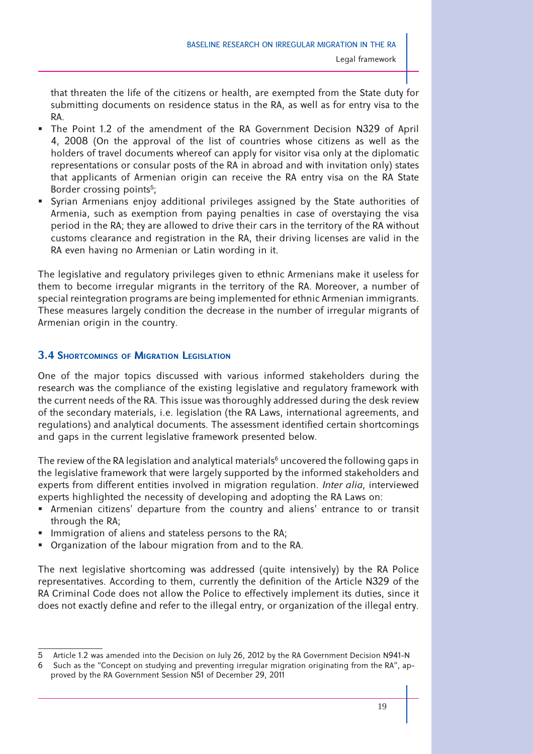that threaten the life of the citizens or health, are exempted from the State duty for submitting documents on residence status in the RA, as well as for entry visa to the RA.

- The Point 1.2 of the amendment of the RA Government Decision N329 of April 4, 2008 (On the approval of the list of countries whose citizens as well as the holders of travel documents whereof can apply for visitor visa only at the diplomatic representations or consular posts of the RA in abroad and with invitation only) states that applicants of Armenian origin can receive the RA entry visa on the RA State Border crossing points[5];
- Syrian Armenians enjoy additional privileges assigned by the State authorities of Armenia, such as exemption from paying penalties in case of overstaying the visa period in the RA; they are allowed to drive their cars in the territory of the RA without customs clearance and registration in the RA, their driving licenses are valid in the RA even having no Armenian or Latin wording in it.

The legislative and regulatory privileges given to ethnic Armenians make it useless for them to become irregular migrants in the territory of the RA. Moreover, a number of special reintegration programs are being implemented for ethnic Armenian immigrants. These measures largely condition the decrease in the number of irregular migrants of Armenian origin in the country.

### 3.4 Shortcomings of Migration Legislation

One of the major topics discussed with various informed stakeholders during the research was the compliance of the existing legislative and regulatory framework with the current needs of the RA. This issue was thoroughly addressed during the desk review of the secondary materials, i.e. legislation (the RA Laws, international agreements, and regulations) and analytical documents. The assessment identified certain shortcomings and gaps in the current legislative framework presented below.

The review of the RA legislation and analytical materials[6] uncovered the following gaps in the legislative framework that were largely supported by the informed stakeholders and experts from different entities involved in migration regulation. *Inter alia*, interviewed experts highlighted the necessity of developing and adopting the RA Laws on:

- Armenian citizens' departure from the country and aliens' entrance to or transit through the RA;
- Immigration of aliens and stateless persons to the RA;
- Organization of the labour migration from and to the RA.

The next legislative shortcoming was addressed (quite intensively) by the RA Police representatives. According to them, currently the definition of the Article N329 of the RA Criminal Code does not allow the Police to effectively implement its duties, since it does not exactly define and refer to the illegal entry, or organization of the illegal entry.

---

5 Article 1.2 was amended into the Decision on July 26, 2012 by the RA Government Decision N941-N

6 Such as the "Concept on studying and preventing irregular migration originating from the RA", approved by the RA Government Session N51 of December 29, 2011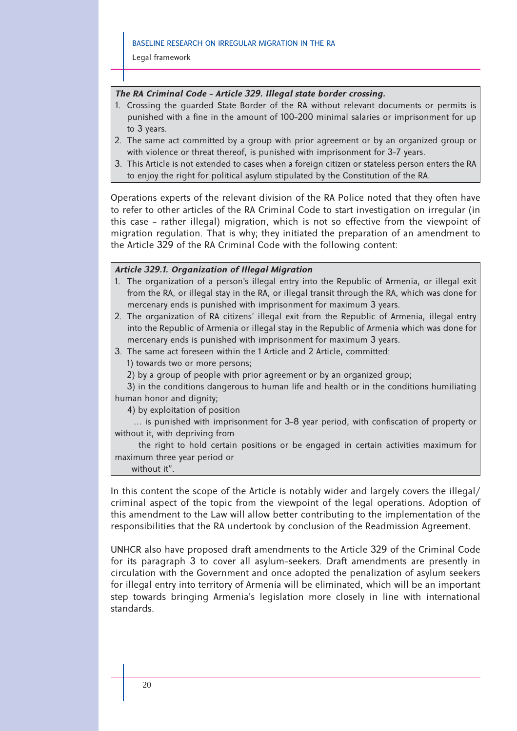***The RA Criminal Code – Article 329. Illegal state border crossing.***

1. Crossing the guarded State Border of the RA without relevant documents or permits is punished with a fine in the amount of 100-200 minimal salaries or imprisonment for up to 3 years.
2. The same act committed by a group with prior agreement or by an organized group or with violence or threat thereof, is punished with imprisonment for 3-7 years.
3. This Article is not extended to cases when a foreign citizen or stateless person enters the RA to enjoy the right for political asylum stipulated by the Constitution of the RA.

Operations experts of the relevant division of the RA Police noted that they often have to refer to other articles of the RA Criminal Code to start investigation on irregular (in this case – rather illegal) migration, which is not so effective from the viewpoint of migration regulation. That is why; they initiated the preparation of an amendment to the Article 329 of the RA Criminal Code with the following content:

***Article 329.1. Organization of Illegal Migration***

1. The organization of a person's illegal entry into the Republic of Armenia, or illegal exit from the RA, or illegal stay in the RA, or illegal transit through the RA, which was done for mercenary ends is punished with imprisonment for maximum 3 years.
2. The organization of RA citizens' illegal exit from the Republic of Armenia, illegal entry into the Republic of Armenia or illegal stay in the Republic of Armenia which was done for mercenary ends is punished with imprisonment for maximum 3 years.
3. The same act foreseen within the 1 Article and 2 Article, committed:
   1) towards two or more persons;
   2) by a group of people with prior agreement or by an organized group;
   3) in the conditions dangerous to human life and health or in the conditions humiliating human honor and dignity;
   4) by exploitation of position

   … is punished with imprisonment for 3-8 year period, with confiscation of property or without it, with depriving from the right to hold certain positions or be engaged in certain activities maximum for maximum three year period or without it".

In this content the scope of the Article is notably wider and largely covers the illegal/criminal aspect of the topic from the viewpoint of the legal operations. Adoption of this amendment to the Law will allow better contributing to the implementation of the responsibilities that the RA undertook by conclusion of the Readmission Agreement.

UNHCR also have proposed draft amendments to the Article 329 of the Criminal Code for its paragraph 3 to cover all asylum-seekers. Draft amendments are presently in circulation with the Government and once adopted the penalization of asylum seekers for illegal entry into territory of Armenia will be eliminated, which will be an important step towards bringing Armenia's legislation more closely in line with international standards.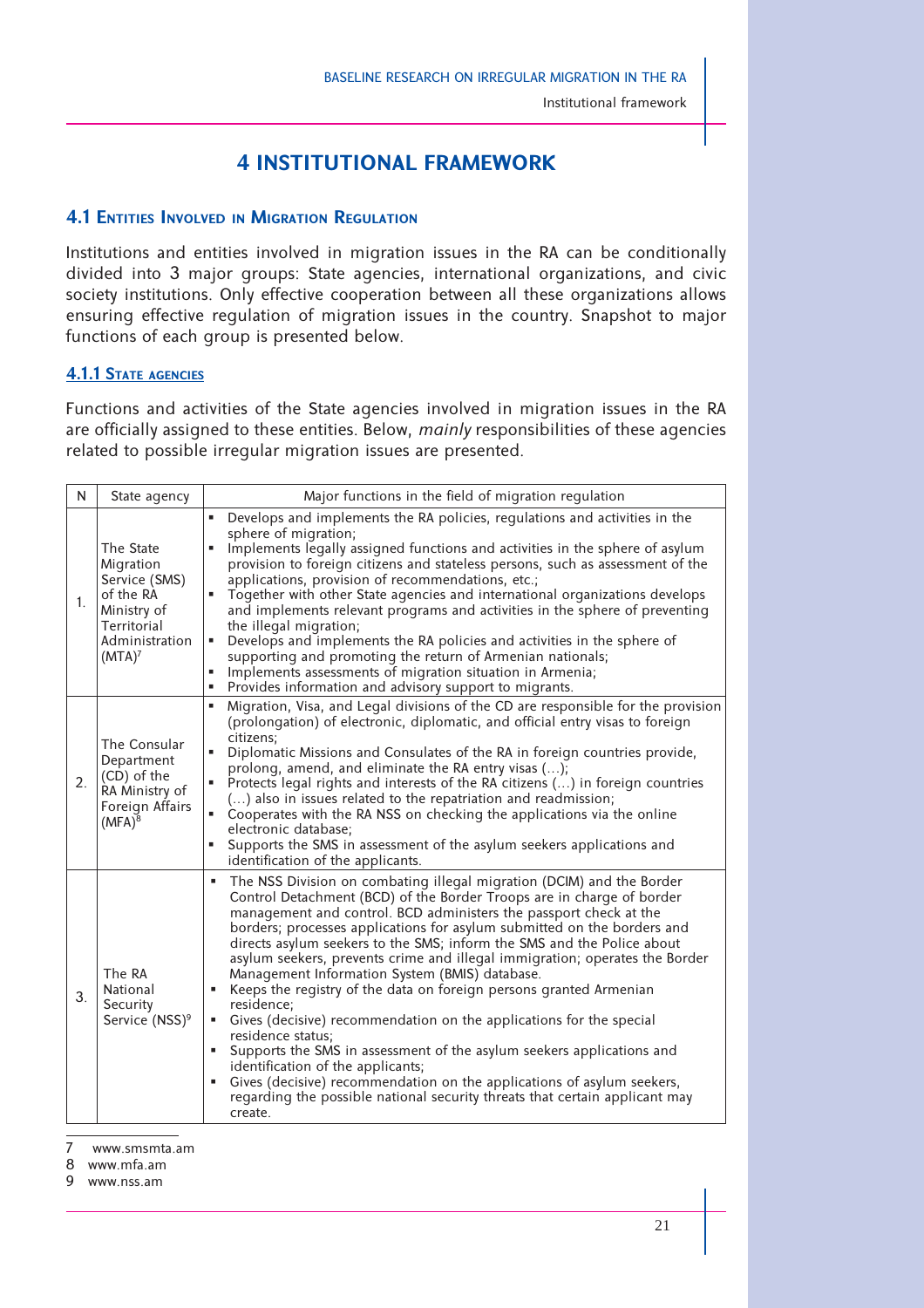# 4 INSTITUTIONAL FRAMEWORK

## 4.1 Entities Involved in Migration Regulation

Institutions and entities involved in migration issues in the RA can be conditionally divided into 3 major groups: State agencies, international organizations, and civic society institutions. Only effective cooperation between all these organizations allows ensuring effective regulation of migration issues in the country. Snapshot to major functions of each group is presented below.

### 4.1.1 State agencies

Functions and activities of the State agencies involved in migration issues in the RA are officially assigned to these entities. Below, *mainly* responsibilities of these agencies related to possible irregular migration issues are presented.

| N | State agency | Major functions in the field of migration regulation |
|---|---|---|
| 1. | The State Migration Service (SMS) of the RA Ministry of Territorial Administration (MTA)[7] | ▪ Develops and implements the RA policies, regulations and activities in the sphere of migration;<br>▪ Implements legally assigned functions and activities in the sphere of asylum provision to foreign citizens and stateless persons, such as assessment of the applications, provision of recommendations, etc.;<br>▪ Together with other State agencies and international organizations develops and implements relevant programs and activities in the sphere of preventing the illegal migration;<br>▪ Develops and implements the RA policies and activities in the sphere of supporting and promoting the return of Armenian nationals;<br>▪ Implements assessments of migration situation in Armenia;<br>▪ Provides information and advisory support to migrants. |
| 2. | The Consular Department (CD) of the RA Ministry of Foreign Affairs (MFA)[8] | ▪ Migration, Visa, and Legal divisions of the CD are responsible for the provision (prolongation) of electronic, diplomatic, and official entry visas to foreign citizens;<br>▪ Diplomatic Missions and Consulates of the RA in foreign countries provide, prolong, amend, and eliminate the RA entry visas (...);<br>▪ Protects legal rights and interests of the RA citizens (...) in foreign countries (...) also in issues related to the repatriation and readmission;<br>▪ Cooperates with the RA NSS on checking the applications via the online electronic database;<br>▪ Supports the SMS in assessment of the asylum seekers applications and identification of the applicants. |
| 3. | The RA National Security Service (NSS)[9] | ▪ The NSS Division on combating illegal migration (DCIM) and the Border Control Detachment (BCD) of the Border Troops are in charge of border management and control. BCD administers the passport check at the borders; processes applications for asylum submitted on the borders and directs asylum seekers to the SMS; inform the SMS and the Police about asylum seekers, prevents crime and illegal immigration; operates the Border Management Information System (BMIS) database.<br>▪ Keeps the registry of the data on foreign persons granted Armenian residence;<br>▪ Gives (decisive) recommendation on the applications for the special residence status;<br>▪ Supports the SMS in assessment of the asylum seekers applications and identification of the applicants;<br>▪ Gives (decisive) recommendation on the applications of asylum seekers, regarding the possible national security threats that certain applicant may create. |

7 www.smsmta.am
8 www.mfa.am
9 www.nss.am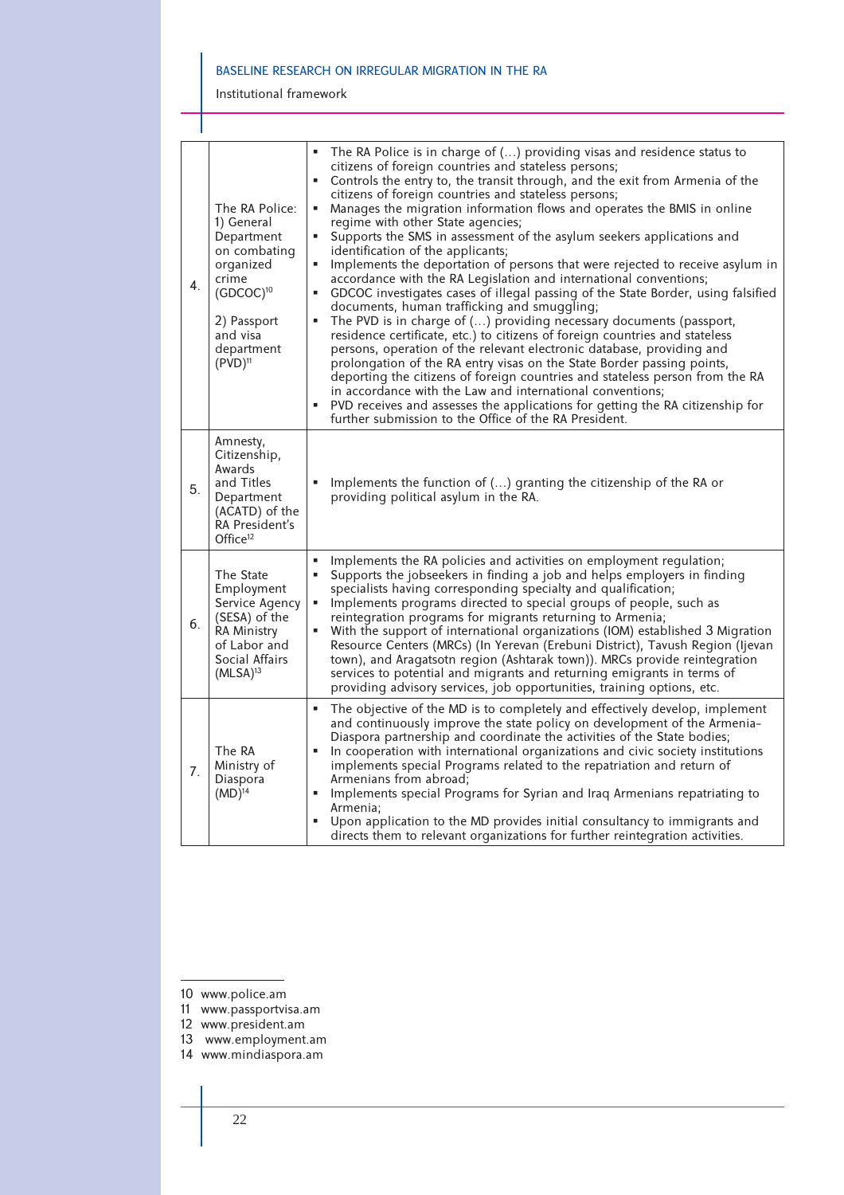| | | |
|---|---|---|
| 4. | The RA Police: 1) General Department on combating organized crime (GDCOC)[10] 2) Passport and visa department (PVD)[11] | ▪ The RA Police is in charge of (…) providing visas and residence status to citizens of foreign countries and stateless persons; ▪ Controls the entry to, the transit through, and the exit from Armenia of the citizens of foreign countries and stateless persons; ▪ Manages the migration information flows and operates the BMIS in online regime with other State agencies; ▪ Supports the SMS in assessment of the asylum seekers applications and identification of the applicants; ▪ Implements the deportation of persons that were rejected to receive asylum in accordance with the RA Legislation and international conventions; ▪ GDCOC investigates cases of illegal passing of the State Border, using falsified documents, human trafficking and smuggling; ▪ The PVD is in charge of (…) providing necessary documents (passport, residence certificate, etc.) to citizens of foreign countries and stateless persons, operation of the relevant electronic database, providing and prolongation of the RA entry visas on the State Border passing points, deporting the citizens of foreign countries and stateless person from the RA in accordance with the Law and international conventions; ▪ PVD receives and assesses the applications for getting the RA citizenship for further submission to the Office of the RA President. |
| 5. | Amnesty, Citizenship, Awards and Titles Department (ACATD) of the RA President's Office[12] | ▪ Implements the function of (…) granting the citizenship of the RA or providing political asylum in the RA. |
| 6. | The State Employment Service Agency (SESA) of the RA Ministry of Labor and Social Affairs (MLSA)[13] | ▪ Implements the RA policies and activities on employment regulation; ▪ Supports the jobseekers in finding a job and helps employers in finding specialists having corresponding specialty and qualification; ▪ Implements programs directed to special groups of people, such as reintegration programs for migrants returning to Armenia; ▪ With the support of international organizations (IOM) established 3 Migration Resource Centers (MRCs) (In Yerevan (Erebuni District), Tavush Region (Ijevan town), and Aragatsotn region (Ashtarak town)). MRCs provide reintegration services to potential and migrants and returning emigrants in terms of providing advisory services, job opportunities, training options, etc. |
| 7. | The RA Ministry of Diaspora (MD)[14] | ▪ The objective of the MD is to completely and effectively develop, implement and continuously improve the state policy on development of the Armenia-Diaspora partnership and coordinate the activities of the State bodies; ▪ In cooperation with international organizations and civic society institutions implements special Programs related to the repatriation and return of Armenians from abroad; ▪ Implements special Programs for Syrian and Iraq Armenians repatriating to Armenia; ▪ Upon application to the MD provides initial consultancy to immigrants and directs them to relevant organizations for further reintegration activities. |

10 www.police.am
11 www.passportvisa.am
12 www.president.am
13 www.employment.am
14 www.mindiaspora.am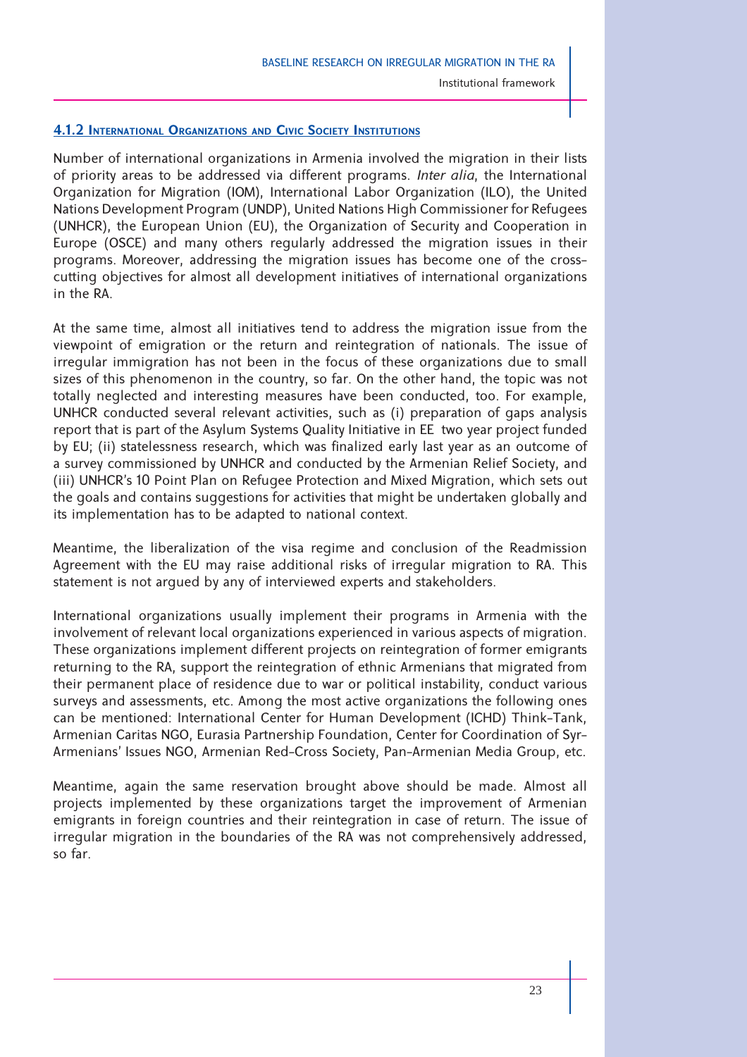#### 4.1.2 International Organizations and Civic Society Institutions

Number of international organizations in Armenia involved the migration in their lists of priority areas to be addressed via different programs. *Inter alia*, the International Organization for Migration (IOM), International Labor Organization (ILO), the United Nations Development Program (UNDP), United Nations High Commissioner for Refugees (UNHCR), the European Union (EU), the Organization of Security and Cooperation in Europe (OSCE) and many others regularly addressed the migration issues in their programs. Moreover, addressing the migration issues has become one of the cross-cutting objectives for almost all development initiatives of international organizations in the RA.

At the same time, almost all initiatives tend to address the migration issue from the viewpoint of emigration or the return and reintegration of nationals. The issue of irregular immigration has not been in the focus of these organizations due to small sizes of this phenomenon in the country, so far. On the other hand, the topic was not totally neglected and interesting measures have been conducted, too. For example, UNHCR conducted several relevant activities, such as (i) preparation of gaps analysis report that is part of the Asylum Systems Quality Initiative in EE two year project funded by EU; (ii) statelessness research, which was finalized early last year as an outcome of a survey commissioned by UNHCR and conducted by the Armenian Relief Society, and (iii) UNHCR's 10 Point Plan on Refugee Protection and Mixed Migration, which sets out the goals and contains suggestions for activities that might be undertaken globally and its implementation has to be adapted to national context.

Meantime, the liberalization of the visa regime and conclusion of the Readmission Agreement with the EU may raise additional risks of irregular migration to RA. This statement is not argued by any of interviewed experts and stakeholders.

International organizations usually implement their programs in Armenia with the involvement of relevant local organizations experienced in various aspects of migration. These organizations implement different projects on reintegration of former emigrants returning to the RA, support the reintegration of ethnic Armenians that migrated from their permanent place of residence due to war or political instability, conduct various surveys and assessments, etc. Among the most active organizations the following ones can be mentioned: International Center for Human Development (ICHD) Think-Tank, Armenian Caritas NGO, Eurasia Partnership Foundation, Center for Coordination of Syr-Armenians' Issues NGO, Armenian Red-Cross Society, Pan-Armenian Media Group, etc.

Meantime, again the same reservation brought above should be made. Almost all projects implemented by these organizations target the improvement of Armenian emigrants in foreign countries and their reintegration in case of return. The issue of irregular migration in the boundaries of the RA was not comprehensively addressed, so far.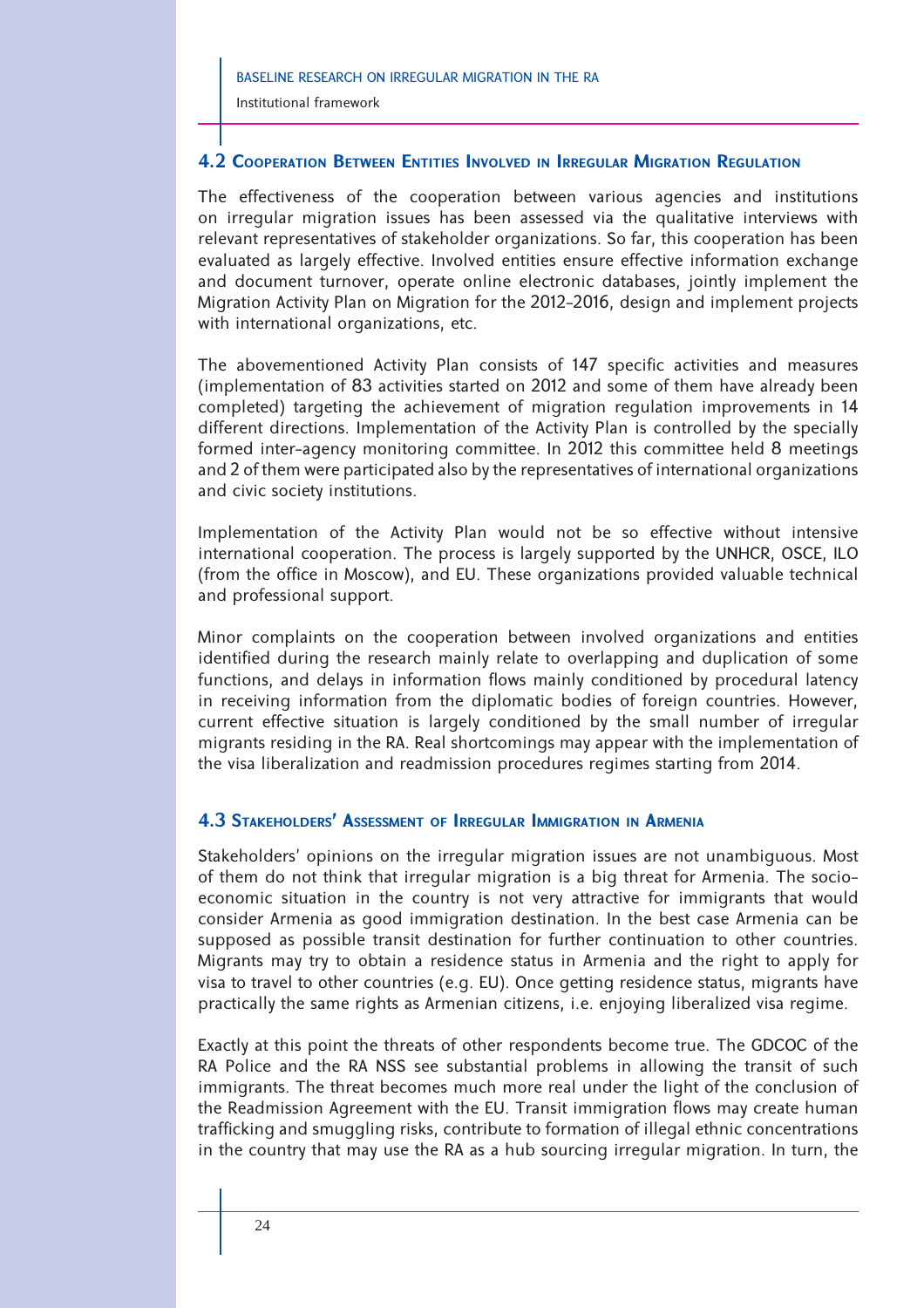## 4.2 Cooperation Between Entities Involved in Irregular Migration Regulation

The effectiveness of the cooperation between various agencies and institutions on irregular migration issues has been assessed via the qualitative interviews with relevant representatives of stakeholder organizations. So far, this cooperation has been evaluated as largely effective. Involved entities ensure effective information exchange and document turnover, operate online electronic databases, jointly implement the Migration Activity Plan on Migration for the 2012-2016, design and implement projects with international organizations, etc.

The abovementioned Activity Plan consists of 147 specific activities and measures (implementation of 83 activities started on 2012 and some of them have already been completed) targeting the achievement of migration regulation improvements in 14 different directions. Implementation of the Activity Plan is controlled by the specially formed inter-agency monitoring committee. In 2012 this committee held 8 meetings and 2 of them were participated also by the representatives of international organizations and civic society institutions.

Implementation of the Activity Plan would not be so effective without intensive international cooperation. The process is largely supported by the UNHCR, OSCE, ILO (from the office in Moscow), and EU. These organizations provided valuable technical and professional support.

Minor complaints on the cooperation between involved organizations and entities identified during the research mainly relate to overlapping and duplication of some functions, and delays in information flows mainly conditioned by procedural latency in receiving information from the diplomatic bodies of foreign countries. However, current effective situation is largely conditioned by the small number of irregular migrants residing in the RA. Real shortcomings may appear with the implementation of the visa liberalization and readmission procedures regimes starting from 2014.

## 4.3 Stakeholders' Assessment of Irregular Immigration in Armenia

Stakeholders' opinions on the irregular migration issues are not unambiguous. Most of them do not think that irregular migration is a big threat for Armenia. The socio-economic situation in the country is not very attractive for immigrants that would consider Armenia as good immigration destination. In the best case Armenia can be supposed as possible transit destination for further continuation to other countries. Migrants may try to obtain a residence status in Armenia and the right to apply for visa to travel to other countries (e.g. EU). Once getting residence status, migrants have practically the same rights as Armenian citizens, i.e. enjoying liberalized visa regime.

Exactly at this point the threats of other respondents become true. The GDCOC of the RA Police and the RA NSS see substantial problems in allowing the transit of such immigrants. The threat becomes much more real under the light of the conclusion of the Readmission Agreement with the EU. Transit immigration flows may create human trafficking and smuggling risks, contribute to formation of illegal ethnic concentrations in the country that may use the RA as a hub sourcing irregular migration. In turn, the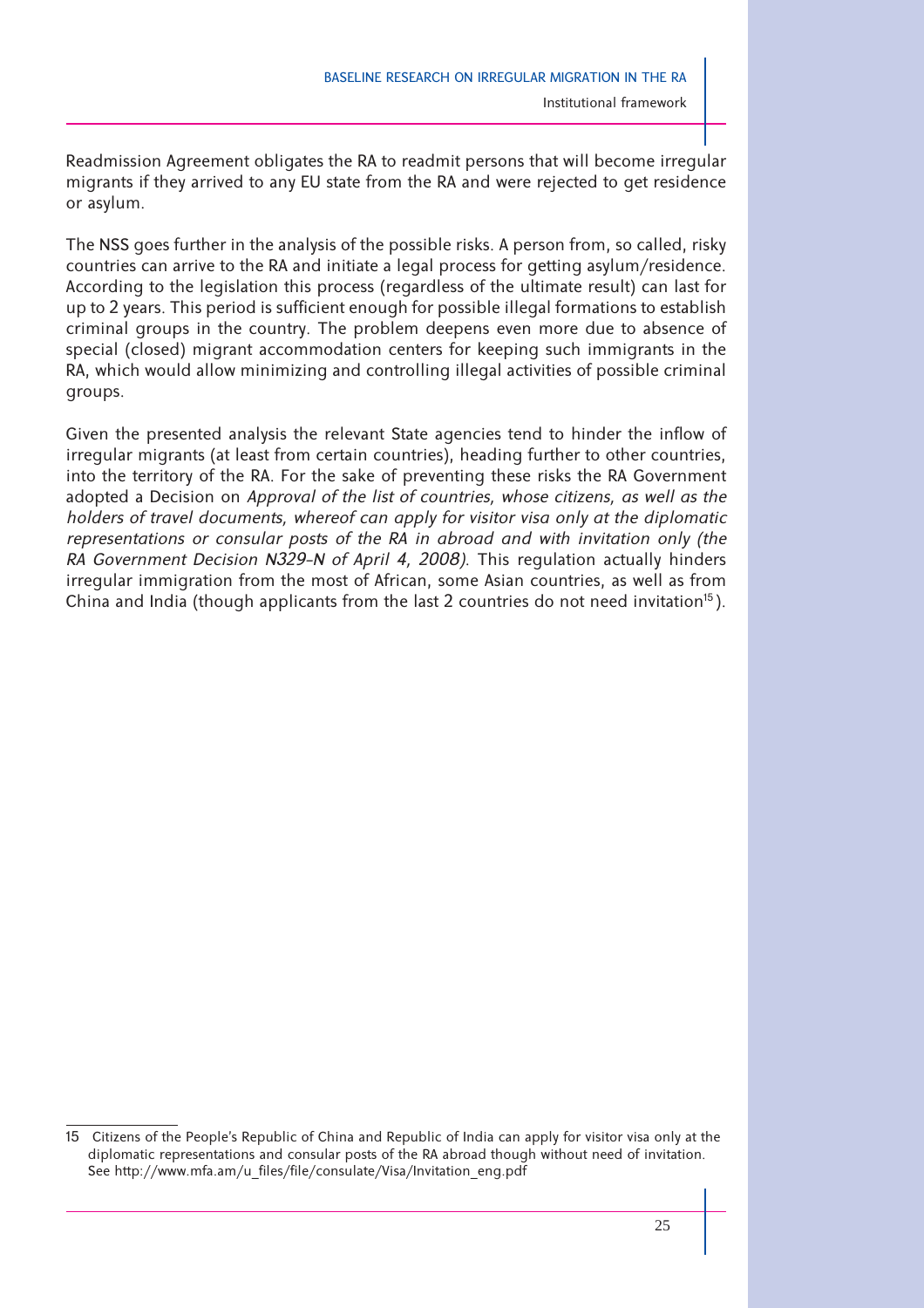Readmission Agreement obligates the RA to readmit persons that will become irregular migrants if they arrived to any EU state from the RA and were rejected to get residence or asylum.

The NSS goes further in the analysis of the possible risks. A person from, so called, risky countries can arrive to the RA and initiate a legal process for getting asylum/residence. According to the legislation this process (regardless of the ultimate result) can last for up to 2 years. This period is sufficient enough for possible illegal formations to establish criminal groups in the country. The problem deepens even more due to absence of special (closed) migrant accommodation centers for keeping such immigrants in the RA, which would allow minimizing and controlling illegal activities of possible criminal groups.

Given the presented analysis the relevant State agencies tend to hinder the inflow of irregular migrants (at least from certain countries), heading further to other countries, into the territory of the RA. For the sake of preventing these risks the RA Government adopted a Decision on *Approval of the list of countries, whose citizens, as well as the holders of travel documents, whereof can apply for visitor visa only at the diplomatic representations or consular posts of the RA in abroad and with invitation only (the RA Government Decision N329-N of April 4, 2008)*. This regulation actually hinders irregular immigration from the most of African, some Asian countries, as well as from China and India (though applicants from the last 2 countries do not need invitation[15]).

---

15 Citizens of the People's Republic of China and Republic of India can apply for visitor visa only at the diplomatic representations and consular posts of the RA abroad though without need of invitation. See http://www.mfa.am/u_files/file/consulate/Visa/Invitation_eng.pdf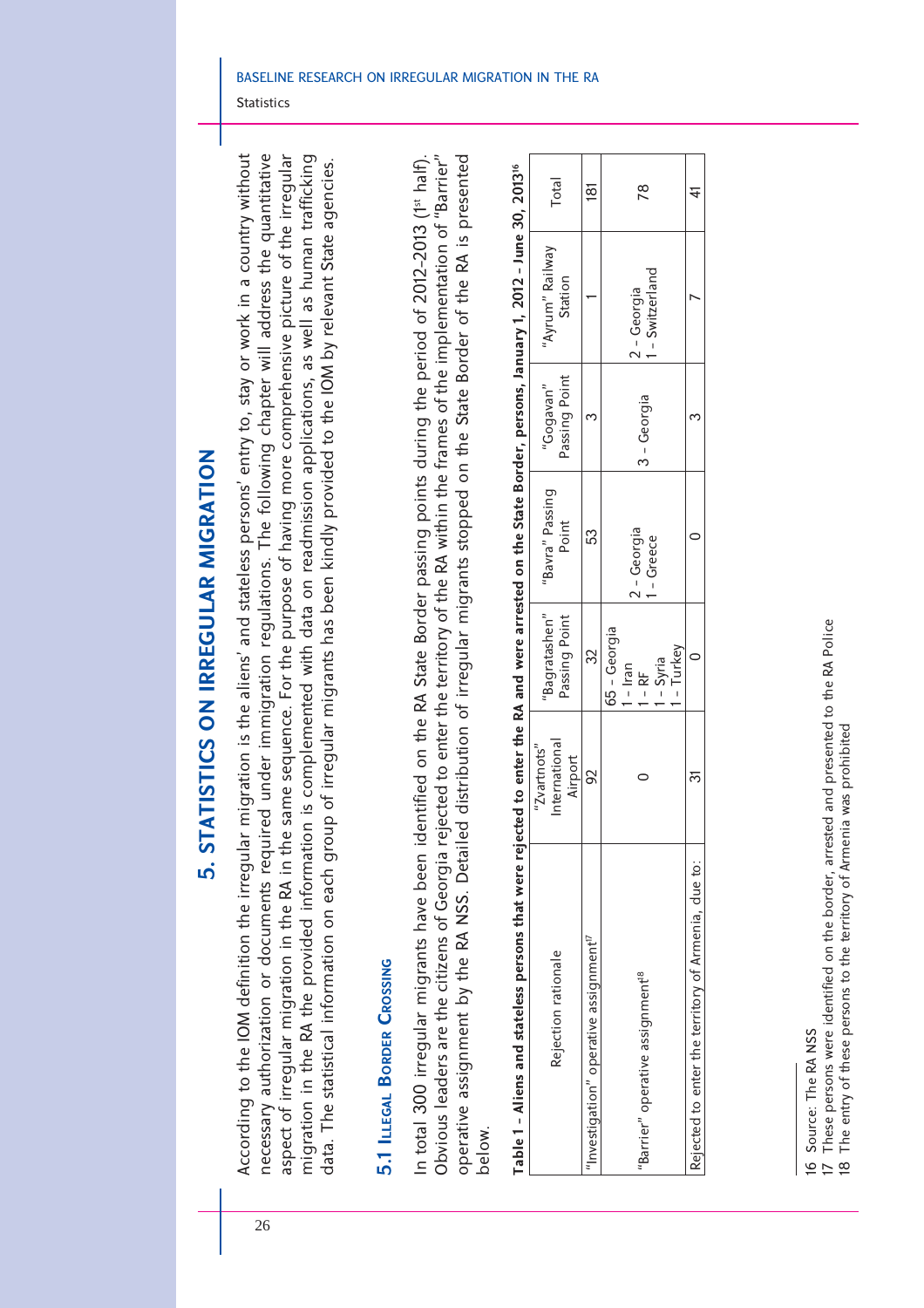# 5. STATISTICS ON IRREGULAR MIGRATION

According to the IOM definition the irregular migration is the aliens' and stateless persons' entry to, stay or work in a country without necessary authorization or documents required under immigration regulations. The following chapter will address the quantitative aspect of irregular migration in the RA in the same sequence. For the purpose of having more comprehensive picture of the irregular migration in the RA the provided information is complemented with data on readmission applications, as well as human trafficking data. The statistical information on each group of irregular migrants has been kindly provided to the IOM by relevant State agencies.

## 5.1 Illegal Border Crossing

In total 300 irregular migrants have been identified on the RA State Border passing points during the period of 2012-2013 (1st half). Obvious leaders are the citizens of Georgia rejected to enter the territory of the RA within the frames of the implementation of "Barrier" operative assignment by the RA NSS. Detailed distribution of irregular migrants stopped on the State Border of the RA is presented below.

**Table 1 - Aliens and stateless persons that were rejected to enter the RA and were arrested on the State Border, persons, January 1, 2012 - June 30, 2013[16]**

| Rejection rationale | "Zvartnots" International Airport | "Bagratashen" Passing Point | "Bavra" Passing Point | "Gogavan" Passing Point | "Ayrum" Railway Station | Total |
|---|---|---|---|---|---|---|
| "Investigation" operative assignment[17] | 92 | 32 | 53 | 3 | 1 | 181 |
| "Barrier" operative assignment[18] | 0 | 65 - Georgia<br>1 - Iran<br>1 - RF<br>1 - Syria<br>1 - Turkey | 2 - Georgia<br>1 - Greece | 3 - Georgia | 2 - Georgia<br>1 - Switzerland | 78 |
| Rejected to enter the territory of Armenia, due to: | 31 | 0 | 0 | 3 | 7 | 41 |

16 Source: The RA NSS
17 These persons were identified on the border, arrested and presented to the RA Police
18 The entry of these persons to the territory of Armenia was prohibited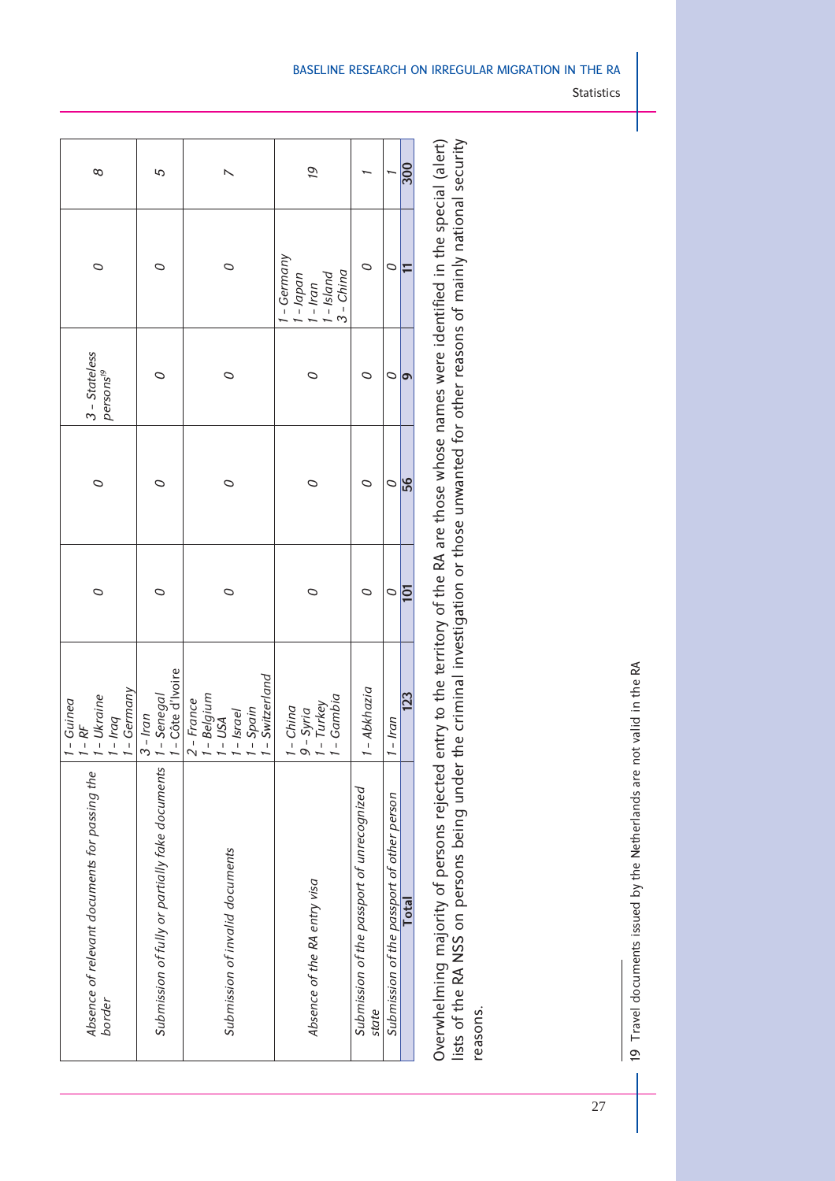| | | | | | | |
|---|---|---|---|---|---|---|
| *Absence of relevant documents for passing the border* | *1 - Guinea*<br>*1 - RF*<br>*1 - Ukraine*<br>*1 - Iraq*<br>*1 - Germany* | *0* | *0* | *3 - Stateless persons*[19] | *0* | *8* |
| *Submission of fully or partially fake documents* | *3 - Iran*<br>*1 - Senegal*<br>*1 - Côte d'Ivoire* | *0* | *0* | *0* | *0* | *5* |
| *Submission of invalid documents* | *2 - France*<br>*1 - Belgium*<br>*1 - USA*<br>*1 - Israel*<br>*1 - Spain*<br>*1 - Switzerland* | *0* | *0* | *0* | *0* | *7* |
| *Absence of the RA entry visa* | *1 - China*<br>*9 - Syria*<br>*1 - Turkey*<br>*1 - Gambia* | *0* | *0* | *0* | *1 - Germany*<br>*1 - Japan*<br>*1 - Iran*<br>*1 - Island*<br>*3 - China* | *19* |
| *Submission of the passport of unrecognized state* | *1 - Abkhazia* | *0* | *0* | *0* | *0* | *1* |
| *Submission of the passport of other person* | *1 - Iran* | *0* | *0* | *0* | *0* | *1* |
| **Total** | **123** | **101** | **56** | **9** | **11** | **300** |

Overwhelming majority of persons rejected entry to the territory of the RA are those whose names were identified in the special (alert) lists of the RA NSS on persons being under the criminal investigation or those unwanted for other reasons of mainly national security reasons.

19 Travel documents issued by the Netherlands are not valid in the RA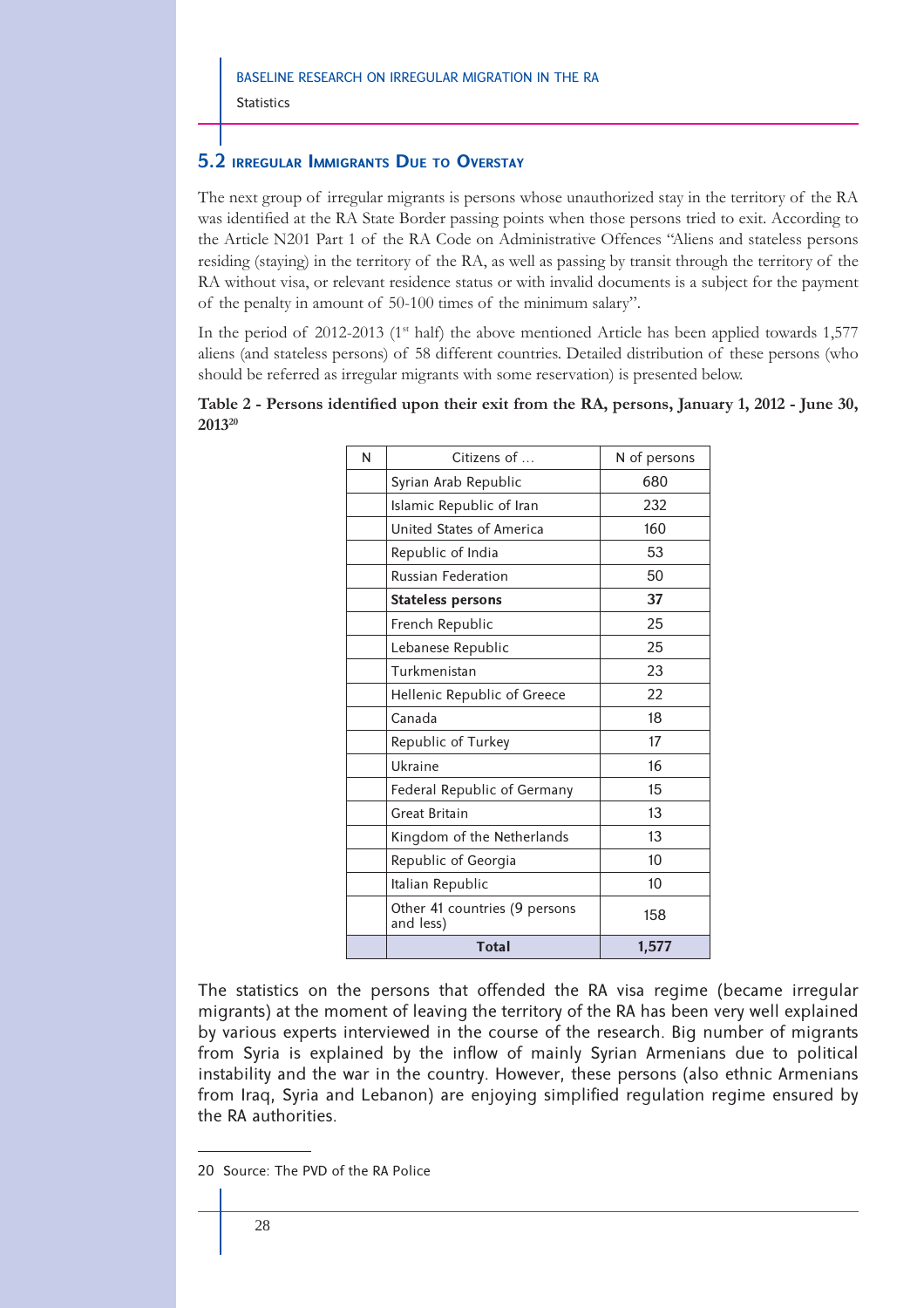## 5.2 Irregular Immigrants Due to Overstay

The next group of irregular migrants is persons whose unauthorized stay in the territory of the RA was identified at the RA State Border passing points when those persons tried to exit. According to the Article N201 Part 1 of the RA Code on Administrative Offences "Aliens and stateless persons residing (staying) in the territory of the RA, as well as passing by transit through the territory of the RA without visa, or relevant residence status or with invalid documents is a subject for the payment of the penalty in amount of 50-100 times of the minimum salary".

In the period of 2012-2013 (1st half) the above mentioned Article has been applied towards 1,577 aliens (and stateless persons) of 58 different countries. Detailed distribution of these persons (who should be referred as irregular migrants with some reservation) is presented below.

**Table 2 - Persons identified upon their exit from the RA, persons, January 1, 2012 - June 30, 2013[20]**

| N | Citizens of … | N of persons |
|---|---|---|
| | Syrian Arab Republic | 680 |
| | Islamic Republic of Iran | 232 |
| | United States of America | 160 |
| | Republic of India | 53 |
| | Russian Federation | 50 |
| | **Stateless persons** | **37** |
| | French Republic | 25 |
| | Lebanese Republic | 25 |
| | Turkmenistan | 23 |
| | Hellenic Republic of Greece | 22 |
| | Canada | 18 |
| | Republic of Turkey | 17 |
| | Ukraine | 16 |
| | Federal Republic of Germany | 15 |
| | Great Britain | 13 |
| | Kingdom of the Netherlands | 13 |
| | Republic of Georgia | 10 |
| | Italian Republic | 10 |
| | Other 41 countries (9 persons and less) | 158 |
| | **Total** | **1,577** |

The statistics on the persons that offended the RA visa regime (became irregular migrants) at the moment of leaving the territory of the RA has been very well explained by various experts interviewed in the course of the research. Big number of migrants from Syria is explained by the inflow of mainly Syrian Armenians due to political instability and the war in the country. However, these persons (also ethnic Armenians from Iraq, Syria and Lebanon) are enjoying simplified regulation regime ensured by the RA authorities.

20 Source: The PVD of the RA Police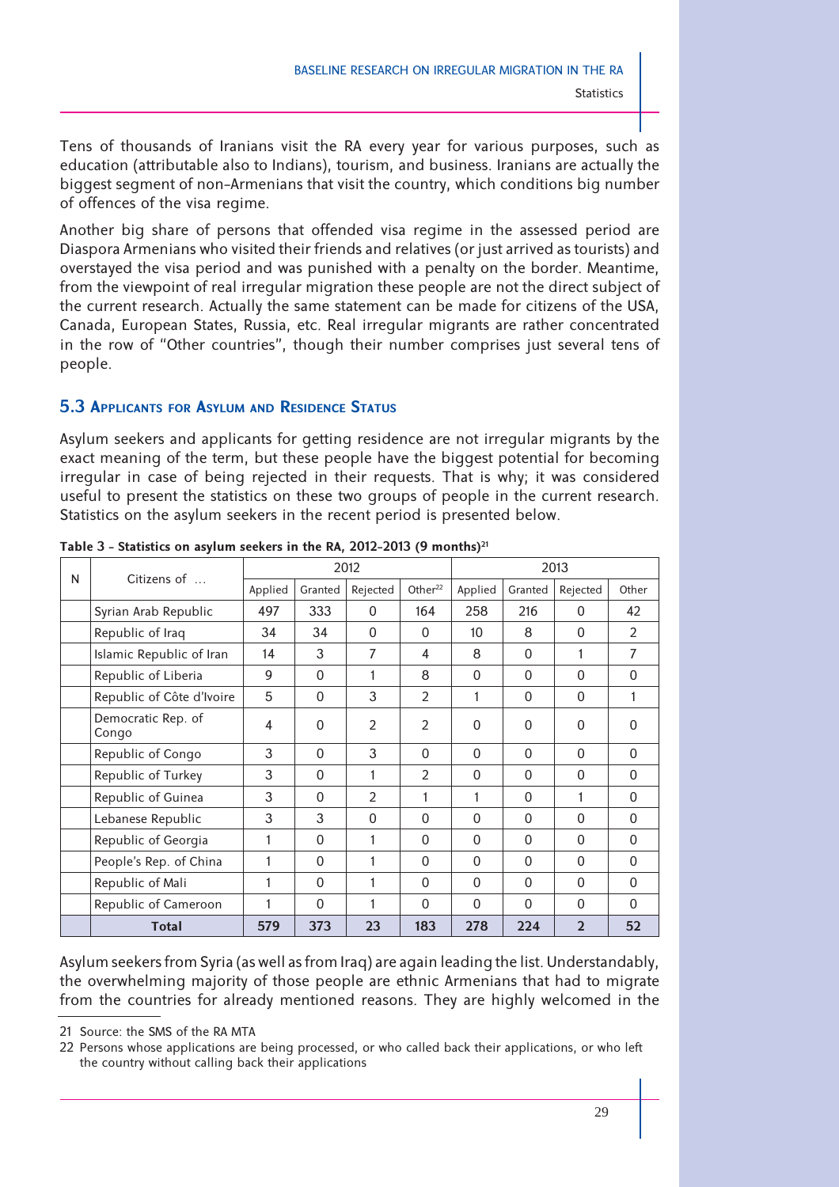Tens of thousands of Iranians visit the RA every year for various purposes, such as education (attributable also to Indians), tourism, and business. Iranians are actually the biggest segment of non-Armenians that visit the country, which conditions big number of offences of the visa regime.

Another big share of persons that offended visa regime in the assessed period are Diaspora Armenians who visited their friends and relatives (or just arrived as tourists) and overstayed the visa period and was punished with a penalty on the border. Meantime, from the viewpoint of real irregular migration these people are not the direct subject of the current research. Actually the same statement can be made for citizens of the USA, Canada, European States, Russia, etc. Real irregular migrants are rather concentrated in the row of "Other countries", though their number comprises just several tens of people.

## 5.3 Applicants for Asylum and Residence Status

Asylum seekers and applicants for getting residence are not irregular migrants by the exact meaning of the term, but these people have the biggest potential for becoming irregular in case of being rejected in their requests. That is why; it was considered useful to present the statistics on these two groups of people in the current research. Statistics on the asylum seekers in the recent period is presented below.

**Table 3 - Statistics on asylum seekers in the RA, 2012-2013 (9 months)[21]**

| N | Citizens of … | 2012 | | | | 2013 | | | |
|---|---|---|---|---|---|---|---|---|---|
| | | Applied | Granted | Rejected | Other[22] | Applied | Granted | Rejected | Other |
| | Syrian Arab Republic | 497 | 333 | 0 | 164 | 258 | 216 | 0 | 42 |
| | Republic of Iraq | 34 | 34 | 0 | 0 | 10 | 8 | 0 | 2 |
| | Islamic Republic of Iran | 14 | 3 | 7 | 4 | 8 | 0 | 1 | 7 |
| | Republic of Liberia | 9 | 0 | 1 | 8 | 0 | 0 | 0 | 0 |
| | Republic of Côte d'Ivoire | 5 | 0 | 3 | 2 | 1 | 0 | 0 | 1 |
| | Democratic Rep. of Congo | 4 | 0 | 2 | 2 | 0 | 0 | 0 | 0 |
| | Republic of Congo | 3 | 0 | 3 | 0 | 0 | 0 | 0 | 0 |
| | Republic of Turkey | 3 | 0 | 1 | 2 | 0 | 0 | 0 | 0 |
| | Republic of Guinea | 3 | 0 | 2 | 1 | 1 | 0 | 1 | 0 |
| | Lebanese Republic | 3 | 3 | 0 | 0 | 0 | 0 | 0 | 0 |
| | Republic of Georgia | 1 | 0 | 1 | 0 | 0 | 0 | 0 | 0 |
| | People's Rep. of China | 1 | 0 | 1 | 0 | 0 | 0 | 0 | 0 |
| | Republic of Mali | 1 | 0 | 1 | 0 | 0 | 0 | 0 | 0 |
| | Republic of Cameroon | 1 | 0 | 1 | 0 | 0 | 0 | 0 | 0 |
| | **Total** | **579** | **373** | **23** | **183** | **278** | **224** | **2** | **52** |

Asylum seekers from Syria (as well as from Iraq) are again leading the list. Understandably, the overwhelming majority of those people are ethnic Armenians that had to migrate from the countries for already mentioned reasons. They are highly welcomed in the

21 Source: the SMS of the RA MTA

22 Persons whose applications are being processed, or who called back their applications, or who left the country without calling back their applications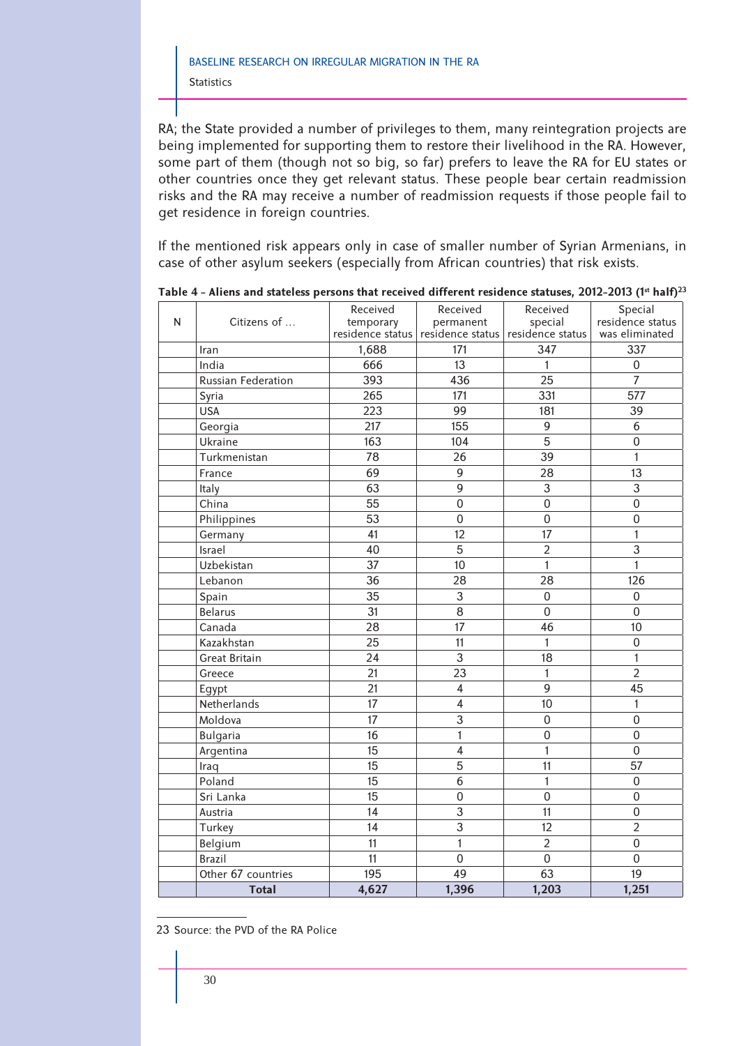RA; the State provided a number of privileges to them, many reintegration projects are being implemented for supporting them to restore their livelihood in the RA. However, some part of them (though not so big, so far) prefers to leave the RA for EU states or other countries once they get relevant status. These people bear certain readmission risks and the RA may receive a number of readmission requests if those people fail to get residence in foreign countries.

If the mentioned risk appears only in case of smaller number of Syrian Armenians, in case of other asylum seekers (especially from African countries) that risk exists.

**Table 4 – Aliens and stateless persons that received different residence statuses, 2012-2013 (1st half)[23]**

| N | Citizens of ... | Received temporary residence status | Received permanent residence status | Received special residence status | Special residence status was eliminated |
|---|---|---|---|---|---|
| | Iran | 1,688 | 171 | 347 | 337 |
| | India | 666 | 13 | 1 | 0 |
| | Russian Federation | 393 | 436 | 25 | 7 |
| | Syria | 265 | 171 | 331 | 577 |
| | USA | 223 | 99 | 181 | 39 |
| | Georgia | 217 | 155 | 9 | 6 |
| | Ukraine | 163 | 104 | 5 | 0 |
| | Turkmenistan | 78 | 26 | 39 | 1 |
| | France | 69 | 9 | 28 | 13 |
| | Italy | 63 | 9 | 3 | 3 |
| | China | 55 | 0 | 0 | 0 |
| | Philippines | 53 | 0 | 0 | 0 |
| | Germany | 41 | 12 | 17 | 1 |
| | Israel | 40 | 5 | 2 | 3 |
| | Uzbekistan | 37 | 10 | 1 | 1 |
| | Lebanon | 36 | 28 | 28 | 126 |
| | Spain | 35 | 3 | 0 | 0 |
| | Belarus | 31 | 8 | 0 | 0 |
| | Canada | 28 | 17 | 46 | 10 |
| | Kazakhstan | 25 | 11 | 1 | 0 |
| | Great Britain | 24 | 3 | 18 | 1 |
| | Greece | 21 | 23 | 1 | 2 |
| | Egypt | 21 | 4 | 9 | 45 |
| | Netherlands | 17 | 4 | 10 | 1 |
| | Moldova | 17 | 3 | 0 | 0 |
| | Bulgaria | 16 | 1 | 0 | 0 |
| | Argentina | 15 | 4 | 1 | 0 |
| | Iraq | 15 | 5 | 11 | 57 |
| | Poland | 15 | 6 | 1 | 0 |
| | Sri Lanka | 15 | 0 | 0 | 0 |
| | Austria | 14 | 3 | 11 | 0 |
| | Turkey | 14 | 3 | 12 | 2 |
| | Belgium | 11 | 1 | 2 | 0 |
| | Brazil | 11 | 0 | 0 | 0 |
| | Other 67 countries | 195 | 49 | 63 | 19 |
| | **Total** | **4,627** | **1,396** | **1,203** | **1,251** |

23 Source: the PVD of the RA Police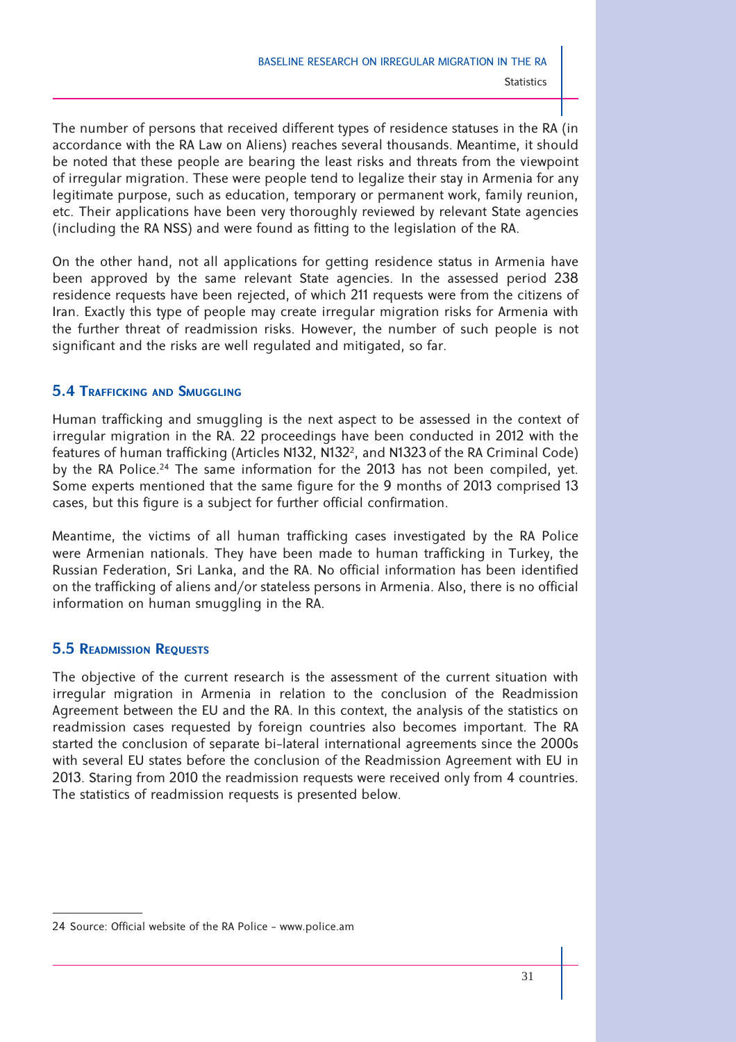The number of persons that received different types of residence statuses in the RA (in accordance with the RA Law on Aliens) reaches several thousands. Meantime, it should be noted that these people are bearing the least risks and threats from the viewpoint of irregular migration. These were people tend to legalize their stay in Armenia for any legitimate purpose, such as education, temporary or permanent work, family reunion, etc. Their applications have been very thoroughly reviewed by relevant State agencies (including the RA NSS) and were found as fitting to the legislation of the RA.

On the other hand, not all applications for getting residence status in Armenia have been approved by the same relevant State agencies. In the assessed period 238 residence requests have been rejected, of which 211 requests were from the citizens of Iran. Exactly this type of people may create irregular migration risks for Armenia with the further threat of readmission risks. However, the number of such people is not significant and the risks are well regulated and mitigated, so far.

### 5.4 Trafficking and Smuggling

Human trafficking and smuggling is the next aspect to be assessed in the context of irregular migration in the RA. 22 proceedings have been conducted in 2012 with the features of human trafficking (Articles N132, N132[2], and N1323 of the RA Criminal Code) by the RA Police.[24] The same information for the 2013 has not been compiled, yet. Some experts mentioned that the same figure for the 9 months of 2013 comprised 13 cases, but this figure is a subject for further official confirmation.

Meantime, the victims of all human trafficking cases investigated by the RA Police were Armenian nationals. They have been made to human trafficking in Turkey, the Russian Federation, Sri Lanka, and the RA. No official information has been identified on the trafficking of aliens and/or stateless persons in Armenia. Also, there is no official information on human smuggling in the RA.

### 5.5 Readmission Requests

The objective of the current research is the assessment of the current situation with irregular migration in Armenia in relation to the conclusion of the Readmission Agreement between the EU and the RA. In this context, the analysis of the statistics on readmission cases requested by foreign countries also becomes important. The RA started the conclusion of separate bi-lateral international agreements since the 2000s with several EU states before the conclusion of the Readmission Agreement with EU in 2013. Staring from 2010 the readmission requests were received only from 4 countries. The statistics of readmission requests is presented below.

---

24 Source: Official website of the RA Police – www.police.am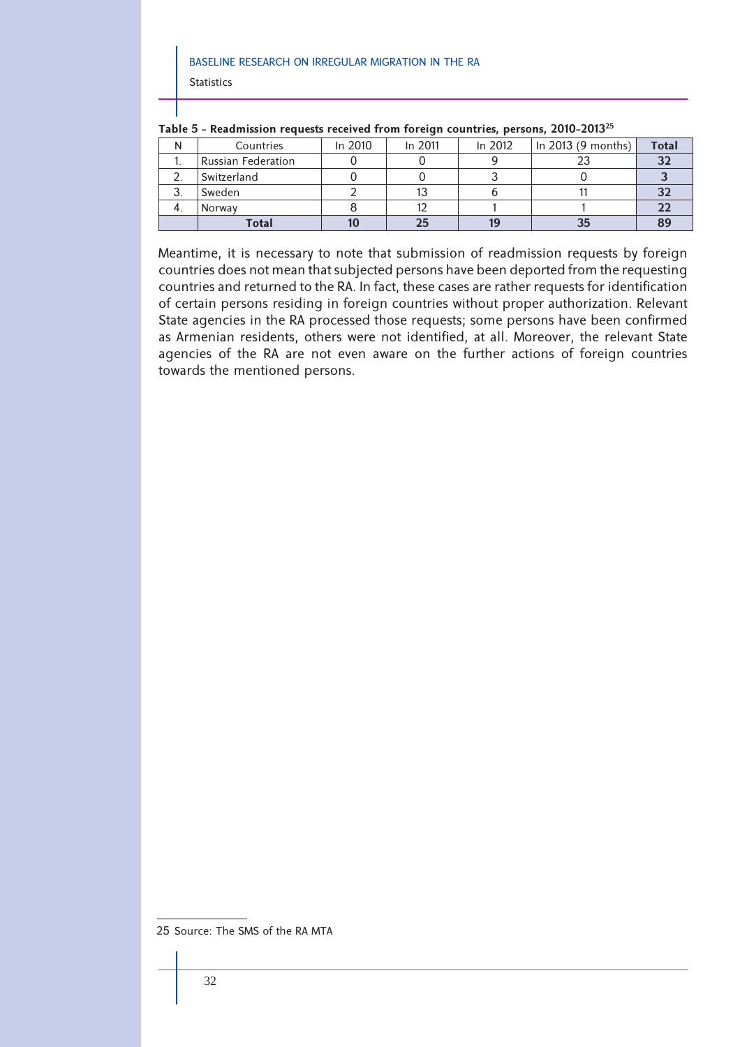**Table 5 - Readmission requests received from foreign countries, persons, 2010-2013[25]**

| N | Countries | In 2010 | In 2011 | In 2012 | In 2013 (9 months) | Total |
|---|---|---|---|---|---|---|
| 1. | Russian Federation | 0 | 0 | 9 | 23 | **32** |
| 2. | Switzerland | 0 | 0 | 3 | 0 | **3** |
| 3. | Sweden | 2 | 13 | 6 | 11 | **32** |
| 4. | Norway | 8 | 12 | 1 | 1 | **22** |
| | **Total** | **10** | **25** | **19** | **35** | **89** |

Meantime, it is necessary to note that submission of readmission requests by foreign countries does not mean that subjected persons have been deported from the requesting countries and returned to the RA. In fact, these cases are rather requests for identification of certain persons residing in foreign countries without proper authorization. Relevant State agencies in the RA processed those requests; some persons have been confirmed as Armenian residents, others were not identified, at all. Moreover, the relevant State agencies of the RA are not even aware on the further actions of foreign countries towards the mentioned persons.

25 Source: The SMS of the RA MTA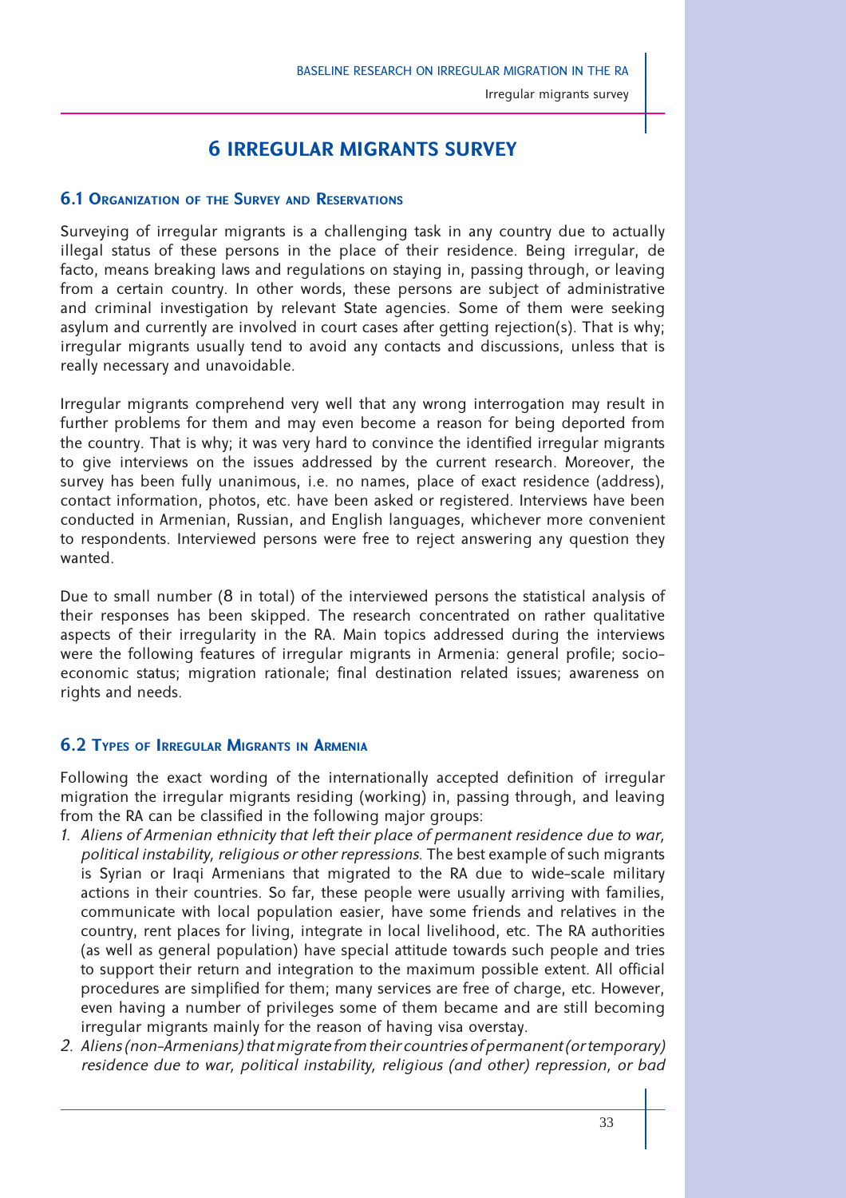# 6 IRREGULAR MIGRANTS SURVEY

## 6.1 Organization of the Survey and Reservations

Surveying of irregular migrants is a challenging task in any country due to actually illegal status of these persons in the place of their residence. Being irregular, de facto, means breaking laws and regulations on staying in, passing through, or leaving from a certain country. In other words, these persons are subject of administrative and criminal investigation by relevant State agencies. Some of them were seeking asylum and currently are involved in court cases after getting rejection(s). That is why; irregular migrants usually tend to avoid any contacts and discussions, unless that is really necessary and unavoidable.

Irregular migrants comprehend very well that any wrong interrogation may result in further problems for them and may even become a reason for being deported from the country. That is why; it was very hard to convince the identified irregular migrants to give interviews on the issues addressed by the current research. Moreover, the survey has been fully unanimous, i.e. no names, place of exact residence (address), contact information, photos, etc. have been asked or registered. Interviews have been conducted in Armenian, Russian, and English languages, whichever more convenient to respondents. Interviewed persons were free to reject answering any question they wanted.

Due to small number (8 in total) of the interviewed persons the statistical analysis of their responses has been skipped. The research concentrated on rather qualitative aspects of their irregularity in the RA. Main topics addressed during the interviews were the following features of irregular migrants in Armenia: general profile; socio-economic status; migration rationale; final destination related issues; awareness on rights and needs.

## 6.2 Types of Irregular Migrants in Armenia

Following the exact wording of the internationally accepted definition of irregular migration the irregular migrants residing (working) in, passing through, and leaving from the RA can be classified in the following major groups:

1. *Aliens of Armenian ethnicity that left their place of permanent residence due to war, political instability, religious or other repressions.* The best example of such migrants is Syrian or Iraqi Armenians that migrated to the RA due to wide-scale military actions in their countries. So far, these people were usually arriving with families, communicate with local population easier, have some friends and relatives in the country, rent places for living, integrate in local livelihood, etc. The RA authorities (as well as general population) have special attitude towards such people and tries to support their return and integration to the maximum possible extent. All official procedures are simplified for them; many services are free of charge, etc. However, even having a number of privileges some of them became and are still becoming irregular migrants mainly for the reason of having visa overstay.
2. *Aliens (non-Armenians) that migrate from their countries of permanent (or temporary) residence due to war, political instability, religious (and other) repression, or bad*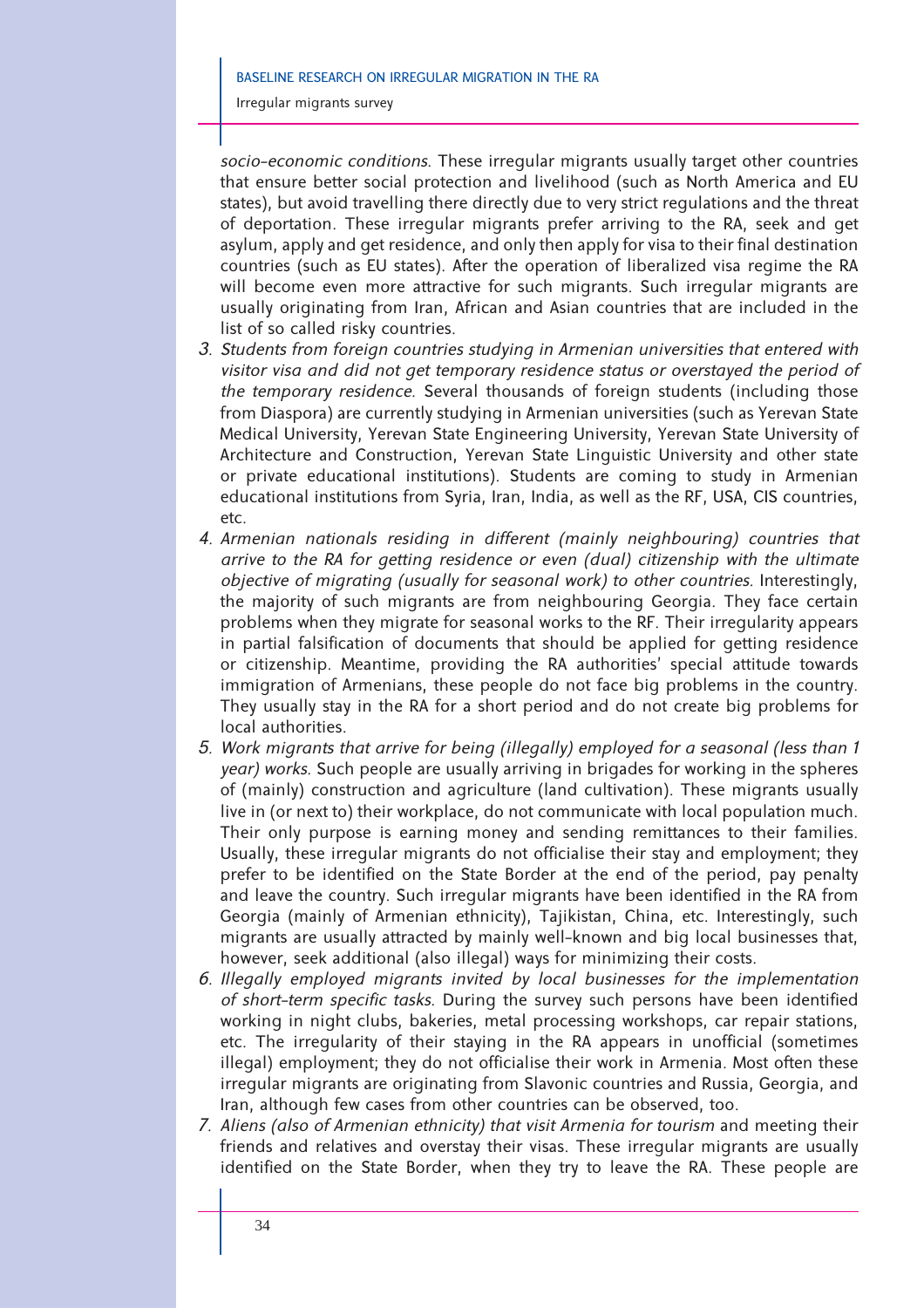*socio-economic conditions.* These irregular migrants usually target other countries that ensure better social protection and livelihood (such as North America and EU states), but avoid travelling there directly due to very strict regulations and the threat of deportation. These irregular migrants prefer arriving to the RA, seek and get asylum, apply and get residence, and only then apply for visa to their final destination countries (such as EU states). After the operation of liberalized visa regime the RA will become even more attractive for such migrants. Such irregular migrants are usually originating from Iran, African and Asian countries that are included in the list of so called risky countries.

3. *Students from foreign countries studying in Armenian universities that entered with visitor visa and did not get temporary residence status or overstayed the period of the temporary residence.* Several thousands of foreign students (including those from Diaspora) are currently studying in Armenian universities (such as Yerevan State Medical University, Yerevan State Engineering University, Yerevan State University of Architecture and Construction, Yerevan State Linguistic University and other state or private educational institutions). Students are coming to study in Armenian educational institutions from Syria, Iran, India, as well as the RF, USA, CIS countries, etc.
4. *Armenian nationals residing in different (mainly neighbouring) countries that arrive to the RA for getting residence or even (dual) citizenship with the ultimate objective of migrating (usually for seasonal work) to other countries.* Interestingly, the majority of such migrants are from neighbouring Georgia. They face certain problems when they migrate for seasonal works to the RF. Their irregularity appears in partial falsification of documents that should be applied for getting residence or citizenship. Meantime, providing the RA authorities' special attitude towards immigration of Armenians, these people do not face big problems in the country. They usually stay in the RA for a short period and do not create big problems for local authorities.
5. *Work migrants that arrive for being (illegally) employed for a seasonal (less than 1 year) works.* Such people are usually arriving in brigades for working in the spheres of (mainly) construction and agriculture (land cultivation). These migrants usually live in (or next to) their workplace, do not communicate with local population much. Their only purpose is earning money and sending remittances to their families. Usually, these irregular migrants do not officialise their stay and employment; they prefer to be identified on the State Border at the end of the period, pay penalty and leave the country. Such irregular migrants have been identified in the RA from Georgia (mainly of Armenian ethnicity), Tajikistan, China, etc. Interestingly, such migrants are usually attracted by mainly well-known and big local businesses that, however, seek additional (also illegal) ways for minimizing their costs.
6. *Illegally employed migrants invited by local businesses for the implementation of short-term specific tasks.* During the survey such persons have been identified working in night clubs, bakeries, metal processing workshops, car repair stations, etc. The irregularity of their staying in the RA appears in unofficial (sometimes illegal) employment; they do not officialise their work in Armenia. Most often these irregular migrants are originating from Slavonic countries and Russia, Georgia, and Iran, although few cases from other countries can be observed, too.
7. *Aliens (also of Armenian ethnicity) that visit Armenia for tourism* and meeting their friends and relatives and overstay their visas. These irregular migrants are usually identified on the State Border, when they try to leave the RA. These people are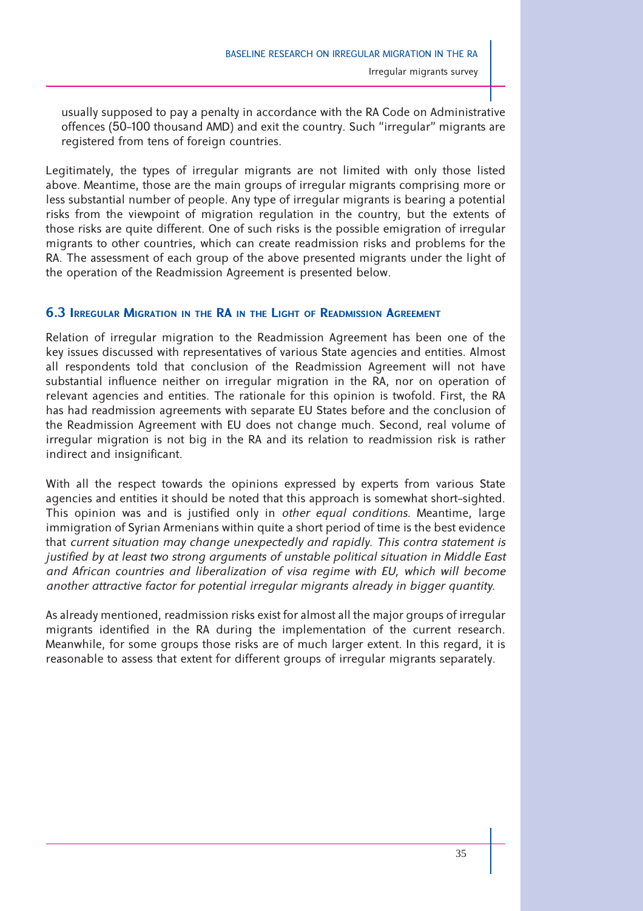usually supposed to pay a penalty in accordance with the RA Code on Administrative offences (50-100 thousand AMD) and exit the country. Such "irregular" migrants are registered from tens of foreign countries.

Legitimately, the types of irregular migrants are not limited with only those listed above. Meantime, those are the main groups of irregular migrants comprising more or less substantial number of people. Any type of irregular migrants is bearing a potential risks from the viewpoint of migration regulation in the country, but the extents of those risks are quite different. One of such risks is the possible emigration of irregular migrants to other countries, which can create readmission risks and problems for the RA. The assessment of each group of the above presented migrants under the light of the operation of the Readmission Agreement is presented below.

### 6.3 Irregular Migration in the RA in the Light of Readmission Agreement

Relation of irregular migration to the Readmission Agreement has been one of the key issues discussed with representatives of various State agencies and entities. Almost all respondents told that conclusion of the Readmission Agreement will not have substantial influence neither on irregular migration in the RA, nor on operation of relevant agencies and entities. The rationale for this opinion is twofold. First, the RA has had readmission agreements with separate EU States before and the conclusion of the Readmission Agreement with EU does not change much. Second, real volume of irregular migration is not big in the RA and its relation to readmission risk is rather indirect and insignificant.

With all the respect towards the opinions expressed by experts from various State agencies and entities it should be noted that this approach is somewhat short-sighted. This opinion was and is justified only in *other equal conditions*. Meantime, large immigration of Syrian Armenians within quite a short period of time is the best evidence that *current situation may change unexpectedly and rapidly. This contra statement is justified by at least two strong arguments of unstable political situation in Middle East and African countries and liberalization of visa regime with EU, which will become another attractive factor for potential irregular migrants already in bigger quantity.*

As already mentioned, readmission risks exist for almost all the major groups of irregular migrants identified in the RA during the implementation of the current research. Meanwhile, for some groups those risks are of much larger extent. In this regard, it is reasonable to assess that extent for different groups of irregular migrants separately.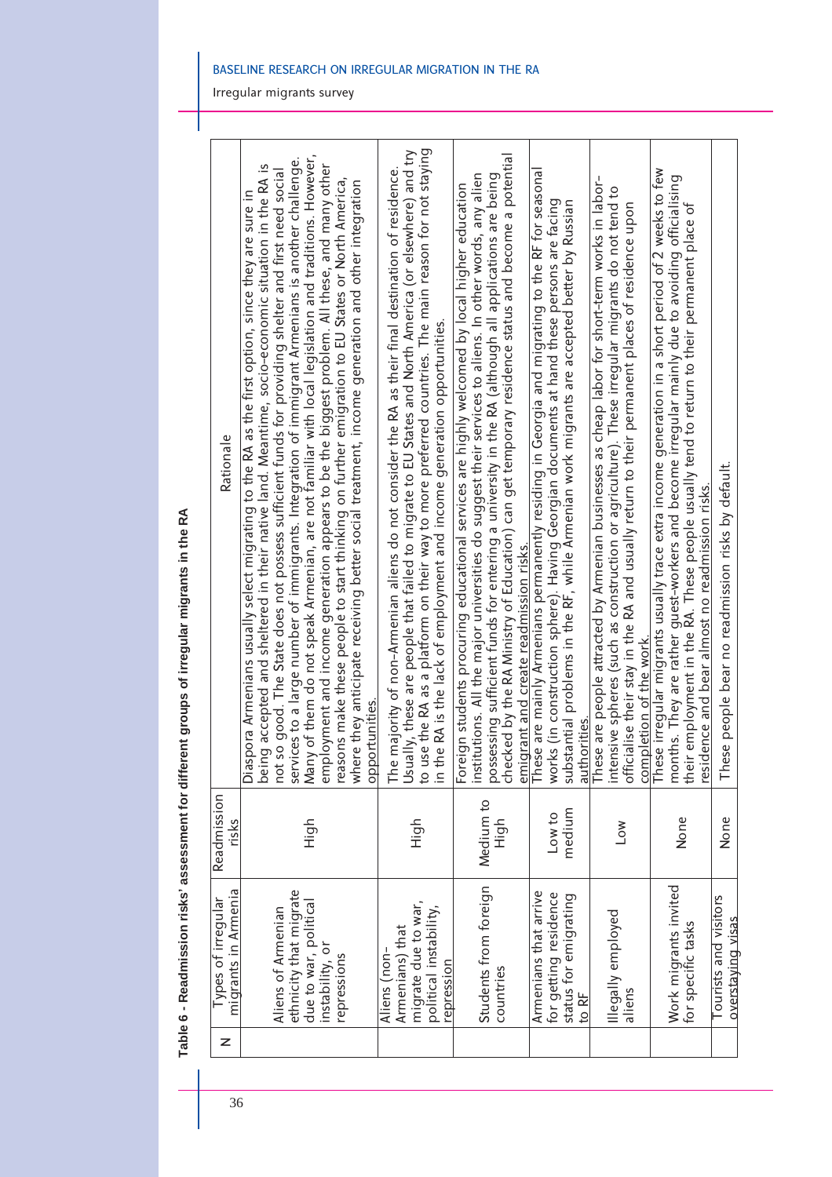**Table 6 - Readmission risks' assessment for different groups of irregular migrants in the RA**

| N | Types of irregular migrants in Armenia | Readmission risks | Rationale |
|---|---|---|---|
| | Aliens of Armenian ethnicity that migrate due to war, political instability, or repressions | High | Diaspora Armenians usually select migrating to the RA as the first option, since they are sure in being accepted and sheltered in their native land. Meantime, socio-economic situation in the RA is not so good. The State does not possess sufficient funds for providing shelter and first need social services to a large number of immigrants. Integration of immigrant Armenians is another challenge. Many of them do not speak Armenian, are not familiar with local legislation and traditions. However, employment and income generation appears to be the biggest problem. All these, and many other reasons make these people to start thinking on further emigration to EU States or North America, where they anticipate receiving better social treatment, income generation and other integration opportunities. |
| | Aliens (non-Armenians) that migrate due to war, political instability, repression | High | The majority of non-Armenian aliens do not consider the RA as their final destination of residence. Usually, these are people that failed to migrate to EU States and North America (or elsewhere) and try to use the RA as a platform on their way to more preferred countries. The main reason for not staying in the RA is the lack of employment and income generation opportunities. |
| | Students from foreign countries | Medium to High | Foreign students procuring educational services are highly welcomed by local higher education institutions. All the major universities do suggest their services to aliens. In other words, any alien possessing sufficient funds for entering a university in the RA (although all applications are being checked by the RA Ministry of Education) can get temporary residence status and become a potential emigrant and create readmission risks. |
| | Armenians that arrive for getting residence status for emigrating to RF | Low to medium | These are mainly Armenians permanently residing in Georgia and migrating to the RF for seasonal works (in construction sphere). Having Georgian documents at hand these persons are facing substantial problems in the RF, while Armenian work migrants are accepted better by Russian authorities. |
| | Illegally employed aliens | Low | These are people attracted by Armenian businesses as cheap labor for short-term works in labor-intensive spheres (such as construction or agriculture). These irregular migrants do not tend to officialise their stay in the RA and usually return to their permanent places of residence upon completion of the work. |
| | Work migrants invited for specific tasks | None | These irregular migrants usually trace extra income generation in a short period of 2 weeks to few months. They are rather guest-workers and become irregular mainly due to avoiding officialising their employment in the RA. These people usually tend to return to their permanent place of residence and bear almost no readmission risks. |
| | Tourists and visitors overstaying visas | None | These people bear no readmission risks by default. |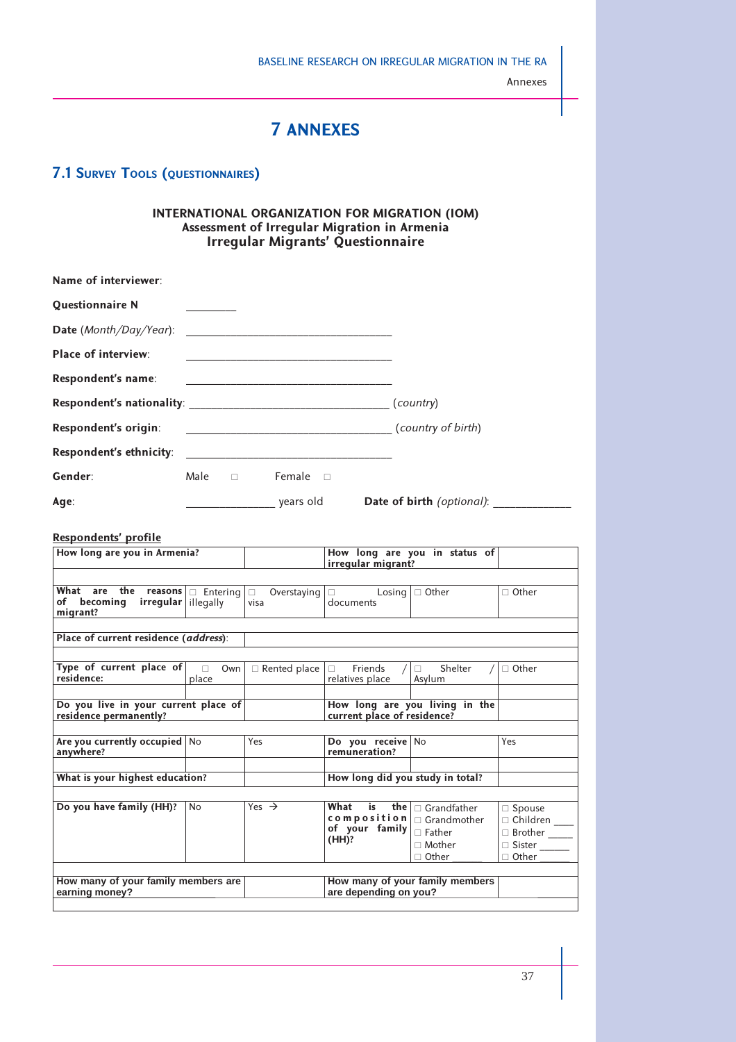# 7 ANNEXES

## 7.1 Survey Tools (questionnaires)

**INTERNATIONAL ORGANIZATION FOR MIGRATION (IOM)**
**Assessment of Irregular Migration in Armenia**
**Irregular Migrants' Questionnaire**

**Name of interviewer**:

**Questionnaire N** ________

**Date** (*Month/Day/Year*): ________________________________

**Place of interview**: ________________________________

**Respondent's name**: ________________________________

**Respondent's nationality**: ________________________________ (*country*)

**Respondent's origin**: ________________________________ (*country of birth*)

**Respondent's ethnicity**: ________________________________

**Gender**: Male □ Female □

**Age**: ______________ years old **Date of birth** *(optional)*: ____________

**Respondents' profile**

| | | | | | |
|---|---|---|---|---|---|
| **How long are you in Armenia?** | | | **How long are you in status of irregular migrant?** | | |
| | | | | | |
| **What are the reasons of becoming irregular migrant?** | □ Entering illegally | □ Overstaying visa | □ Losing documents | □ Other | □ Other |
| | | | | | |
| **Place of current residence (*address*)**: | | | | | |
| | | | | | |
| **Type of current place of residence:** | □ Own place | □ Rented place | □ Friends / relatives place | □ Shelter / Asylum | □ Other |
| | | | | | |
| **Do you live in your current place of residence permanently?** | | | **How long are you living in the current place of residence?** | | |
| | | | | | |
| **Are you currently occupied anywhere?** | No | Yes | **Do you receive remuneration?** | No | Yes |
| | | | | | |
| **What is your highest education?** | | | **How long did you study in total?** | | |
| | | | | | |
| **Do you have family (HH)?** | No | Yes → | **What is the composition of your family (HH)?** | □ Grandfather<br>□ Grandmother<br>□ Father<br>□ Mother<br>□ Other _____ | □ Spouse<br>□ Children ____<br>□ Brother _____<br>□ Sister _____<br>□ Other _____ |
| | | | | | |
| **How many of your family members are earning money?** | | | **How many of your family members are depending on you?** | | |
| | | | | | |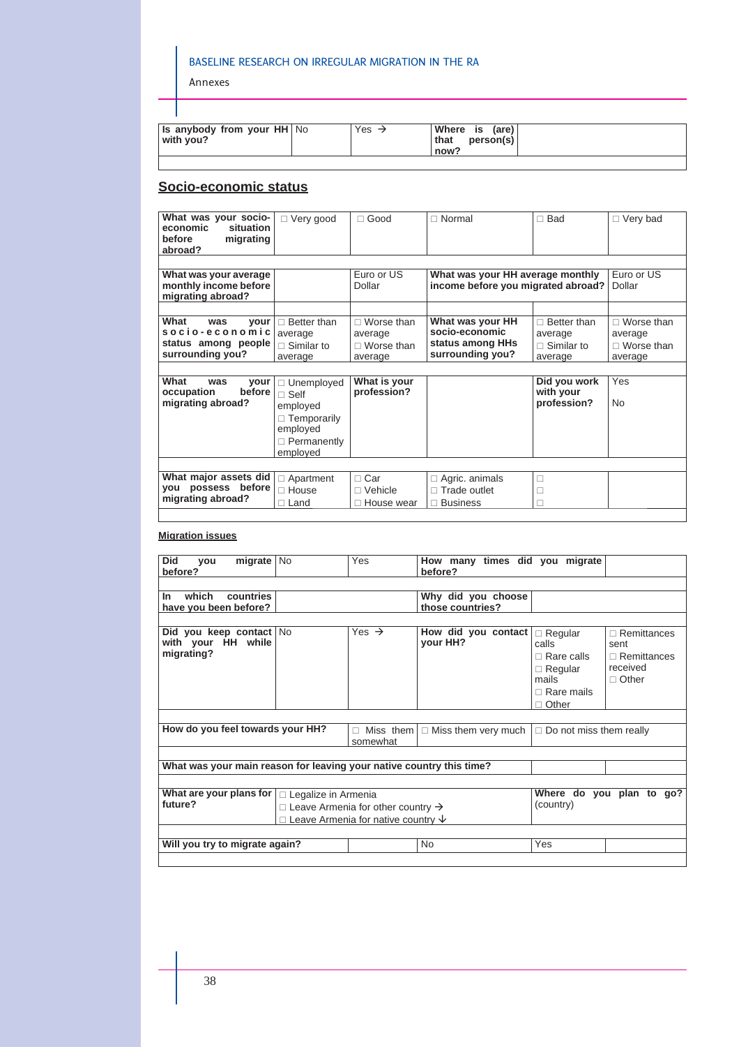| Is anybody from your HH with you? | No | Yes → | Where is (are) that person(s) now? | |
|---|---|---|---|---|

## Socio-economic status

| What was your socio-economic situation before migrating abroad? | □ Very good | □ Good | □ Normal | □ Bad | □ Very bad |
|---|---|---|---|---|---|
| What was your average monthly income before migrating abroad? | | Euro or US Dollar | What was your HH average monthly income before you migrated abroad? | | Euro or US Dollar |
| What was your socio-economic status among people surrounding you? | □ Better than average<br>□ Similar to average | □ Worse than average<br>□ Worse than average | What was your HH socio-economic status among HHs surrounding you? | □ Better than average<br>□ Similar to average | □ Worse than average<br>□ Worse than average |
| What was your occupation before migrating abroad? | □ Unemployed<br>□ Self employed<br>□ Temporarily employed<br>□ Permanently employed | What is your profession? | | Did you work with your profession? | Yes<br><br>No |
| What major assets did you possess before migrating abroad? | □ Apartment<br>□ House<br>□ Land | □ Car<br>□ Vehicle<br>□ House wear | □ Agric. animals<br>□ Trade outlet<br>□ Business | □<br>□<br>□ | |

**Migration issues**

| Did you migrate before? | No | Yes | How many times did you migrate before? | | |
|---|---|---|---|---|---|
| In which countries have you been before? | | | Why did you choose those countries? | | |
| Did you keep contact with your HH while migrating? | No | Yes → | How did you contact your HH? | □ Regular calls<br>□ Rare calls<br>□ Regular mails<br>□ Rare mails<br>□ Other | □ Remittances sent<br>□ Remittances received<br>□ Other |
| How do you feel towards your HH? | | □ Miss them somewhat | □ Miss them very much | □ Do not miss them really | |
| What was your main reason for leaving your native country this time? | | | | | |
| What are your plans for future? | □ Legalize in Armenia<br>□ Leave Armenia for other country →<br>□ Leave Armenia for native country ↓ | | | Where do you plan to go? (country) | |
| Will you try to migrate again? | | | No | Yes | |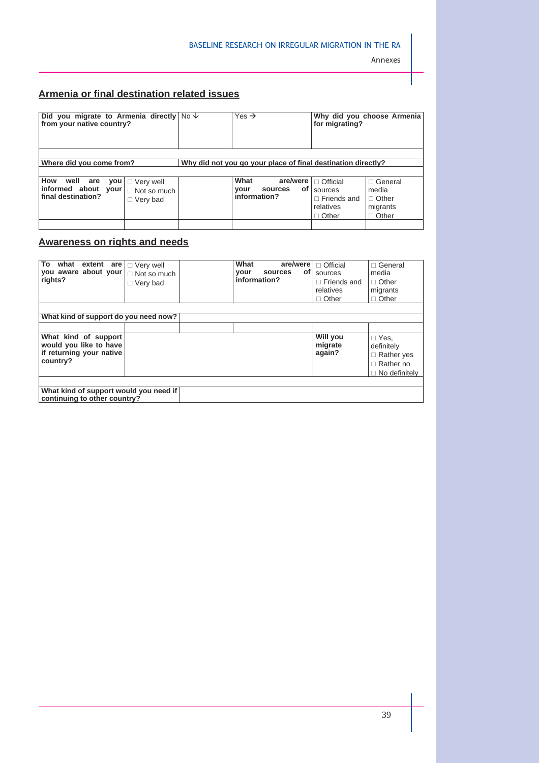## Armenia or final destination related issues

| Did you migrate to Armenia directly from your native country? | No ↓ | Yes → | Why did you choose Armenia for migrating? | |
|---|---|---|---|---|
| | | | | |
| Where did you come from? | | Why did not you go your place of final destination directly? | | |
| | | | | |
| How well are you informed about your final destination? | □ Very well<br>□ Not so much<br>□ Very bad | | What are/were your sources of information? | □ Official sources<br>□ Friends and relatives<br>□ Other | □ General media<br>□ Other migrants<br>□ Other |
| | | | | | |

## Awareness on rights and needs

| To what extent are you aware about your rights? | □ Very well<br>□ Not so much<br>□ Very bad | | What are/were your sources of information? | □ Official sources<br>□ Friends and relatives<br>□ Other | □ General media<br>□ Other migrants<br>□ Other |
|---|---|---|---|---|---|
| | | | | | |
| What kind of support do you need now? | | | | | |
| | | | | | |
| What kind of support would you like to have if returning your native country? | | | | Will you migrate again? | □ Yes, definitely<br>□ Rather yes<br>□ Rather no<br>□ No definitely |
| | | | | | |
| What kind of support would you need if continuing to other country? | | | | | |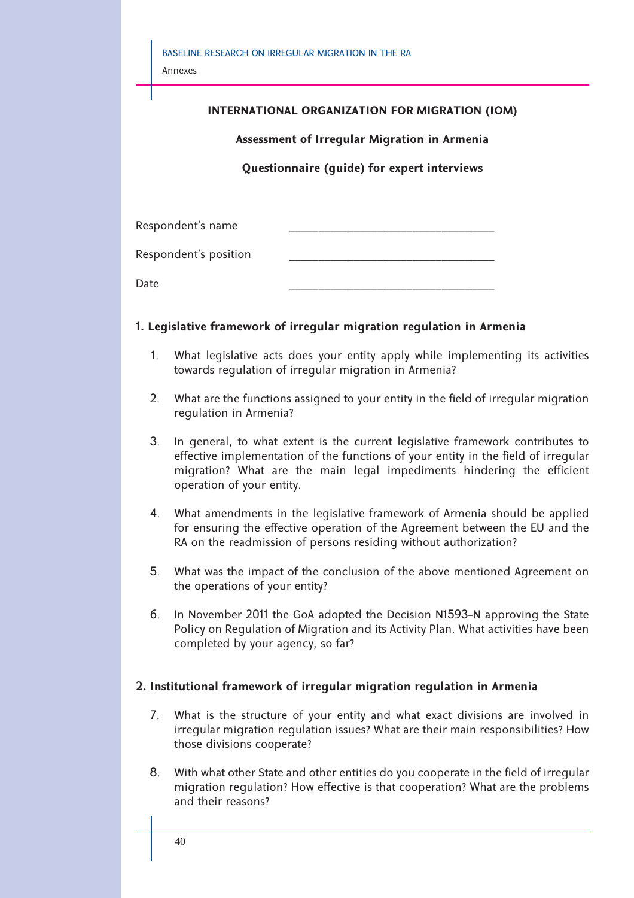**INTERNATIONAL ORGANIZATION FOR MIGRATION (IOM)**

**Assessment of Irregular Migration in Armenia**

**Questionnaire (guide) for expert interviews**

Respondent's name ________________________________

Respondent's position ________________________________

Date ________________________________

## 1. Legislative framework of irregular migration regulation in Armenia

1. What legislative acts does your entity apply while implementing its activities towards regulation of irregular migration in Armenia?

2. What are the functions assigned to your entity in the field of irregular migration regulation in Armenia?

3. In general, to what extent is the current legislative framework contributes to effective implementation of the functions of your entity in the field of irregular migration? What are the main legal impediments hindering the efficient operation of your entity.

4. What amendments in the legislative framework of Armenia should be applied for ensuring the effective operation of the Agreement between the EU and the RA on the readmission of persons residing without authorization?

5. What was the impact of the conclusion of the above mentioned Agreement on the operations of your entity?

6. In November 2011 the GoA adopted the Decision N1593-N approving the State Policy on Regulation of Migration and its Activity Plan. What activities have been completed by your agency, so far?

## 2. Institutional framework of irregular migration regulation in Armenia

7. What is the structure of your entity and what exact divisions are involved in irregular migration regulation issues? What are their main responsibilities? How those divisions cooperate?

8. With what other State and other entities do you cooperate in the field of irregular migration regulation? How effective is that cooperation? What are the problems and their reasons?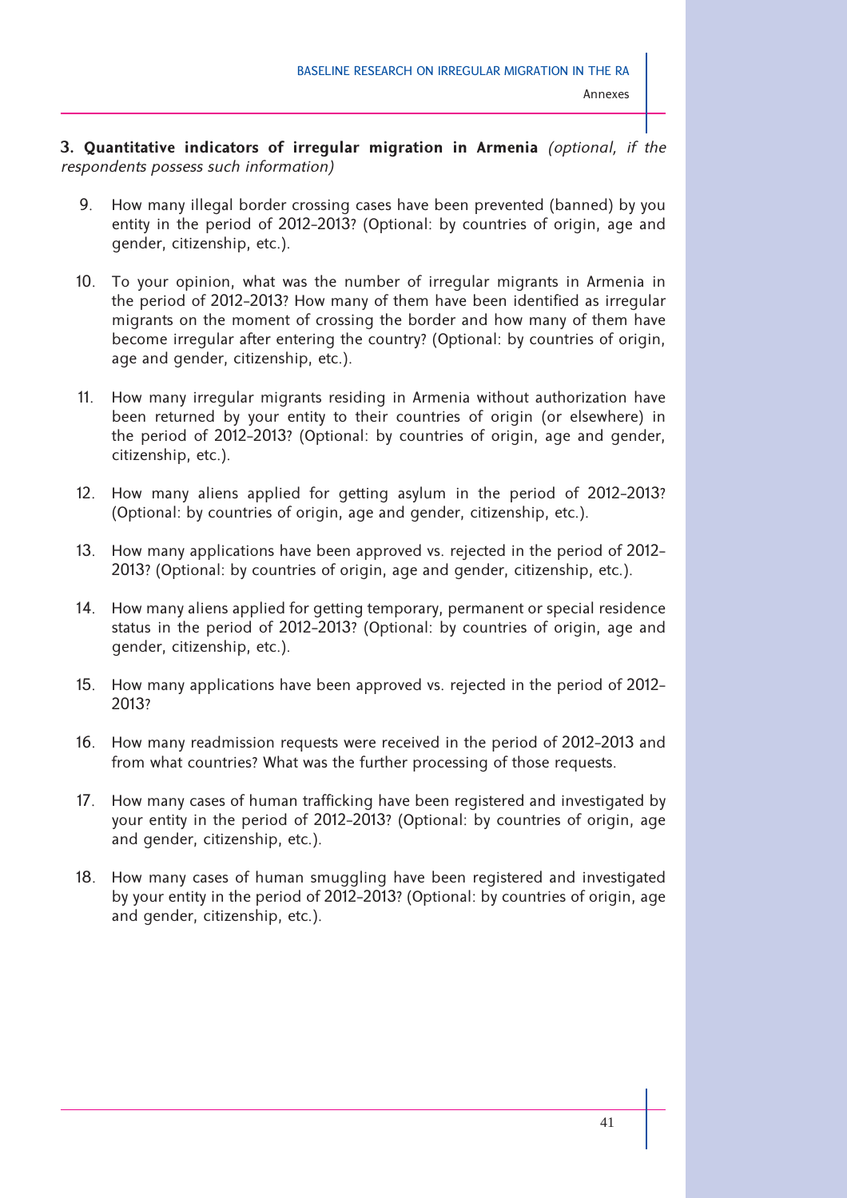**3. Quantitative indicators of irregular migration in Armenia** *(optional, if the respondents possess such information)*

9. How many illegal border crossing cases have been prevented (banned) by you entity in the period of 2012–2013? (Optional: by countries of origin, age and gender, citizenship, etc.).

10. To your opinion, what was the number of irregular migrants in Armenia in the period of 2012–2013? How many of them have been identified as irregular migrants on the moment of crossing the border and how many of them have become irregular after entering the country? (Optional: by countries of origin, age and gender, citizenship, etc.).

11. How many irregular migrants residing in Armenia without authorization have been returned by your entity to their countries of origin (or elsewhere) in the period of 2012–2013? (Optional: by countries of origin, age and gender, citizenship, etc.).

12. How many aliens applied for getting asylum in the period of 2012–2013? (Optional: by countries of origin, age and gender, citizenship, etc.).

13. How many applications have been approved vs. rejected in the period of 2012–2013? (Optional: by countries of origin, age and gender, citizenship, etc.).

14. How many aliens applied for getting temporary, permanent or special residence status in the period of 2012–2013? (Optional: by countries of origin, age and gender, citizenship, etc.).

15. How many applications have been approved vs. rejected in the period of 2012–2013?

16. How many readmission requests were received in the period of 2012–2013 and from what countries? What was the further processing of those requests.

17. How many cases of human trafficking have been registered and investigated by your entity in the period of 2012–2013? (Optional: by countries of origin, age and gender, citizenship, etc.).

18. How many cases of human smuggling have been registered and investigated by your entity in the period of 2012–2013? (Optional: by countries of origin, age and gender, citizenship, etc.).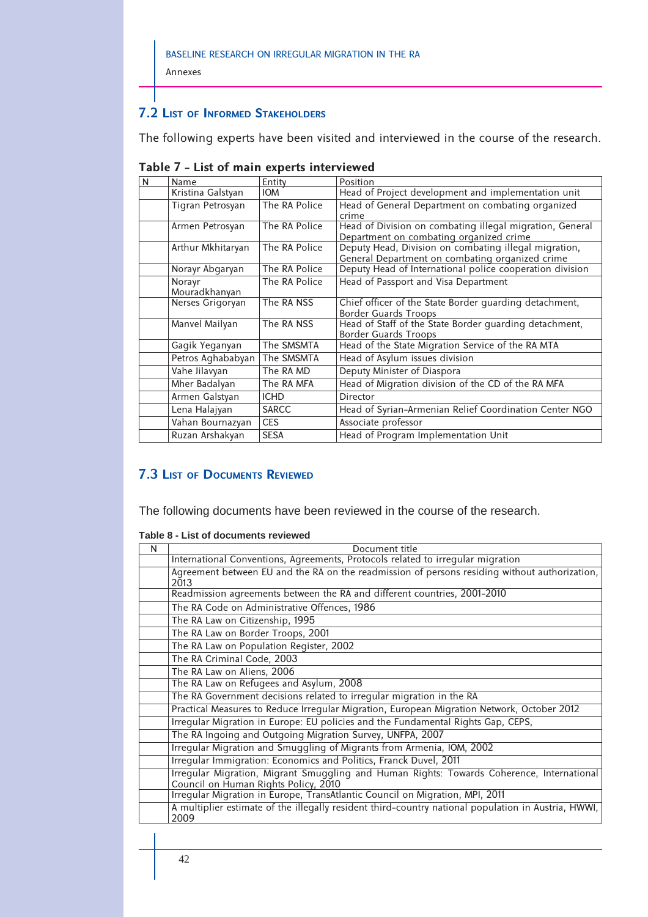## 7.2 List of Informed Stakeholders

The following experts have been visited and interviewed in the course of the research.

**Table 7 - List of main experts interviewed**

| N | Name | Entity | Position |
|---|---|---|---|
| | Kristina Galstyan | IOM | Head of Project development and implementation unit |
| | Tigran Petrosyan | The RA Police | Head of General Department on combating organized crime |
| | Armen Petrosyan | The RA Police | Head of Division on combating illegal migration, General Department on combating organized crime |
| | Arthur Mkhitaryan | The RA Police | Deputy Head, Division on combating illegal migration, General Department on combating organized crime |
| | Norayr Abgaryan | The RA Police | Deputy Head of International police cooperation division |
| | Norayr Mouradkhanyan | The RA Police | Head of Passport and Visa Department |
| | Nerses Grigoryan | The RA NSS | Chief officer of the State Border guarding detachment, Border Guards Troops |
| | Manvel Mailyan | The RA NSS | Head of Staff of the State Border guarding detachment, Border Guards Troops |
| | Gagik Yeganyan | The SMSMTA | Head of the State Migration Service of the RA MTA |
| | Petros Aghababyan | The SMSMTA | Head of Asylum issues division |
| | Vahe Jilavyan | The RA MD | Deputy Minister of Diaspora |
| | Mher Badalyan | The RA MFA | Head of Migration division of the CD of the RA MFA |
| | Armen Galstyan | ICHD | Director |
| | Lena Halajyan | SARCC | Head of Syrian-Armenian Relief Coordination Center NGO |
| | Vahan Bournazyan | CES | Associate professor |
| | Ruzan Arshakyan | SESA | Head of Program Implementation Unit |

## 7.3 List of Documents Reviewed

The following documents have been reviewed in the course of the research.

**Table 8 - List of documents reviewed**

| N | Document title |
|---|---|
| | International Conventions, Agreements, Protocols related to irregular migration |
| | Agreement between EU and the RA on the readmission of persons residing without authorization, 2013 |
| | Readmission agreements between the RA and different countries, 2001-2010 |
| | The RA Code on Administrative Offences, 1986 |
| | The RA Law on Citizenship, 1995 |
| | The RA Law on Border Troops, 2001 |
| | The RA Law on Population Register, 2002 |
| | The RA Criminal Code, 2003 |
| | The RA Law on Aliens, 2006 |
| | The RA Law on Refugees and Asylum, 2008 |
| | The RA Government decisions related to irregular migration in the RA |
| | Practical Measures to Reduce Irregular Migration, European Migration Network, October 2012 |
| | Irregular Migration in Europe: EU policies and the Fundamental Rights Gap, CEPS, |
| | The RA Ingoing and Outgoing Migration Survey, UNFPA, 2007 |
| | Irregular Migration and Smuggling of Migrants from Armenia, IOM, 2002 |
| | Irregular Immigration: Economics and Politics, Franck Duvel, 2011 |
| | Irregular Migration, Migrant Smuggling and Human Rights: Towards Coherence, International Council on Human Rights Policy, 2010 |
| | Irregular Migration in Europe, TransAtlantic Council on Migration, MPI, 2011 |
| | A multiplier estimate of the illegally resident third-country national population in Austria, HWWI, 2009 |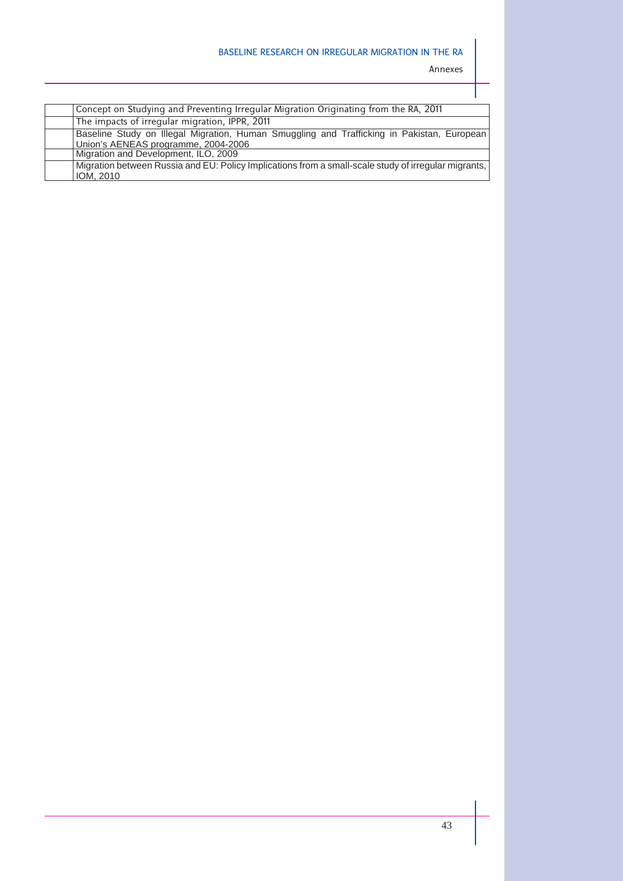| | |
|---|---|
| | Concept on Studying and Preventing Irregular Migration Originating from the RA, 2011 |
| | The impacts of irregular migration, IPPR, 2011 |
| | Baseline Study on Illegal Migration, Human Smuggling and Trafficking in Pakistan, European Union's AENEAS programme, 2004-2006 |
| | Migration and Development, ILO, 2009 |
| | Migration between Russia and EU: Policy Implications from a small-scale study of irregular migrants, IOM, 2010 |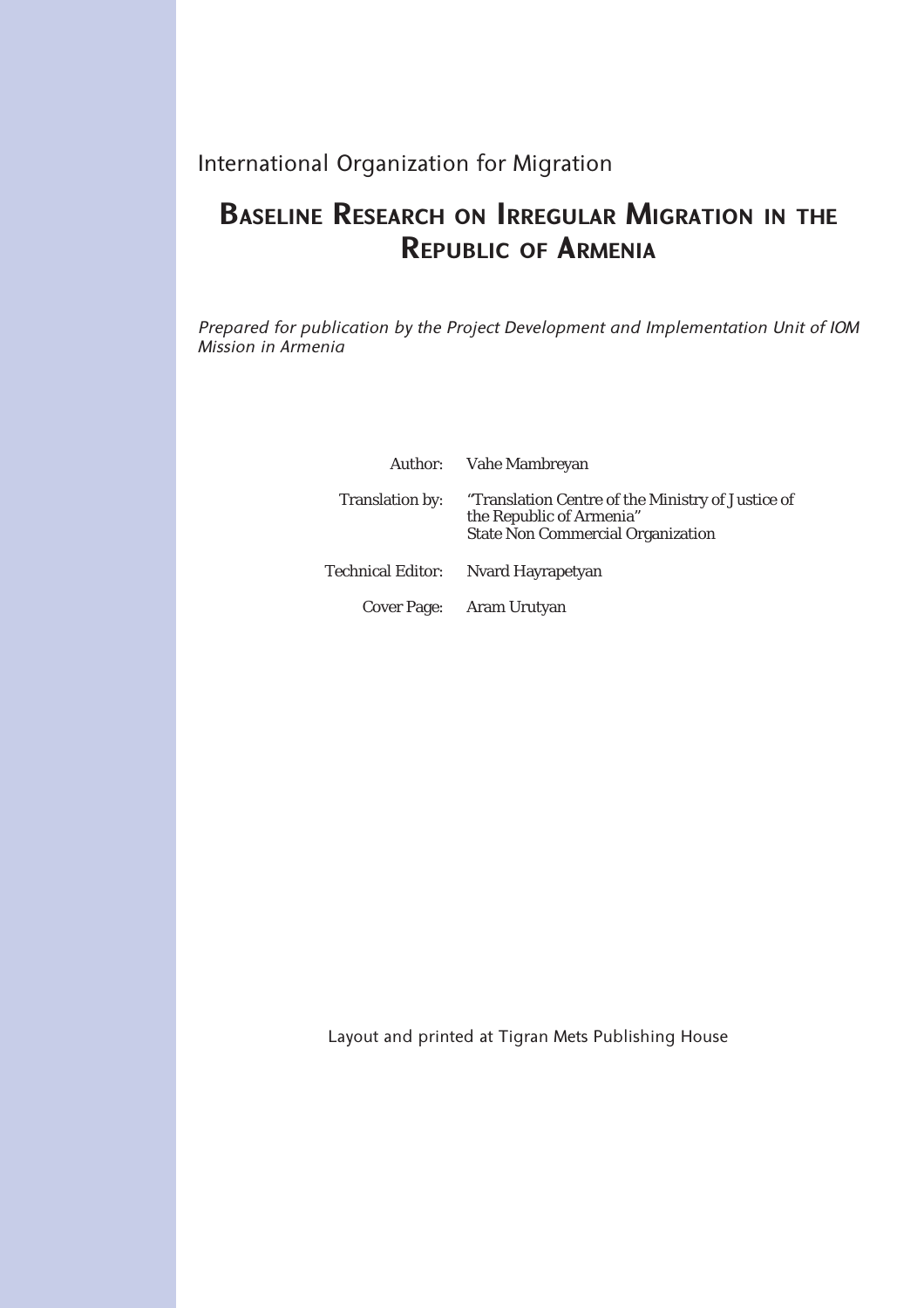International Organization for Migration

# Baseline Research on Irregular Migration in the Republic of Armenia

*Prepared for publication by the Project Development and Implementation Unit of IOM Mission in Armenia*

| | |
|---|---|
| Author: | Vahe Mambreyan |
| Translation by: | "Translation Centre of the Ministry of Justice of the Republic of Armenia" State Non Commercial Organization |
| Technical Editor: | Nvard Hayrapetyan |
| Cover Page: | Aram Urutyan |

Layout and printed at Tigran Mets Publishing House